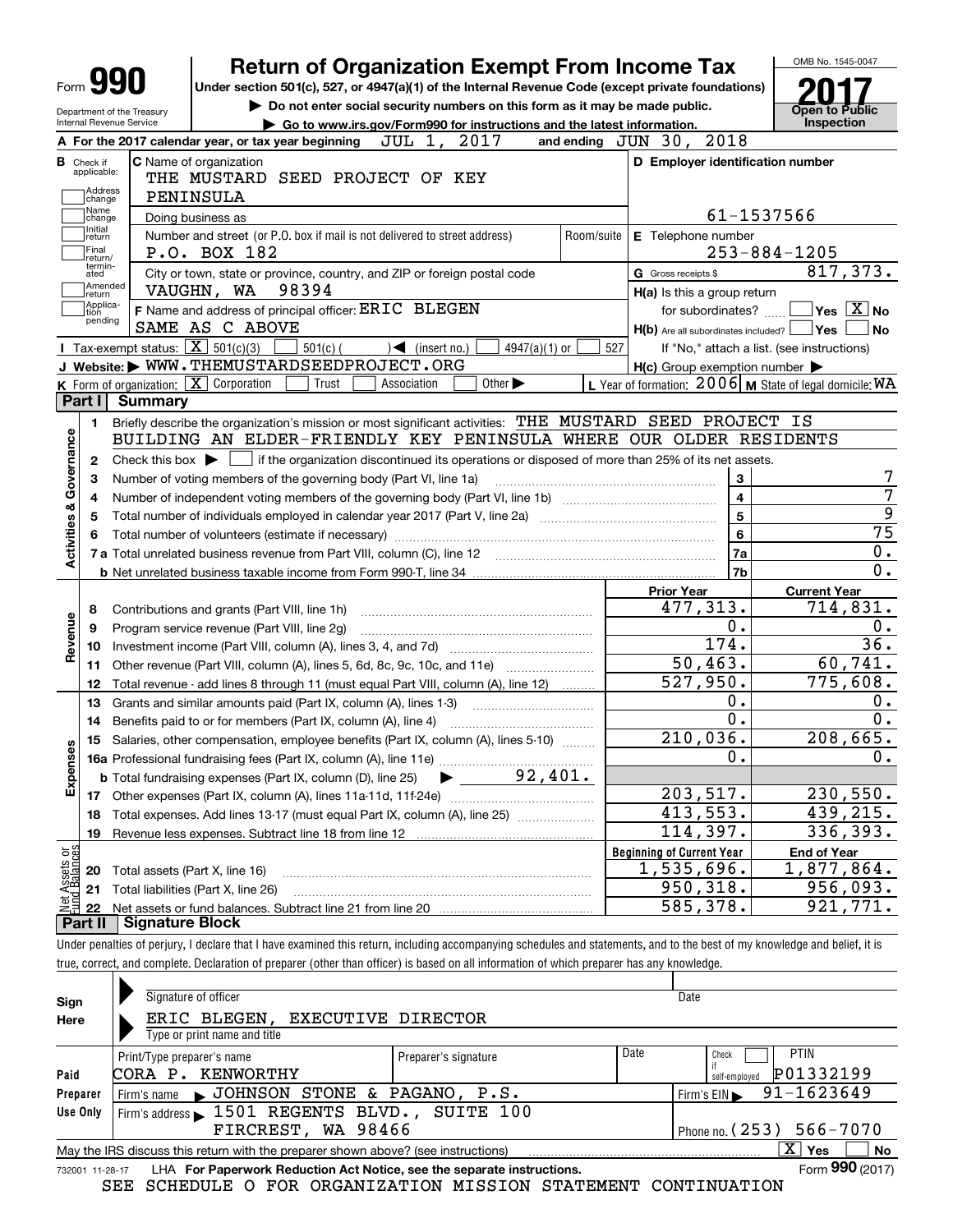# Form 990 — Return of Organization Exempt From Income Tax — 2017

OMB No. 1545-0047

Under section 501(c), 527, or 4947(a)(1) of the Internal Revenue Code (except private foundations)

▶ Do not enter social security numbers on this form as it may be made public.

▶ Go to www.irs.gov/Form990 for instructions and the latest information.

Department of the Treasury, Internal Revenue Service

**Open to Public Inspection**

**A** For the 2017 calendar year, or tax year beginning JUL 1, 2017 and ending JUN 30, 2018

**B** Check if applicable: Address change, Name change, Initial return, Final return/terminated, Amended return, Application pending

**C** Name of organization: THE MUSTARD SEED PROJECT OF KEY PENINSULA

Doing business as

Number and street (or P.O. box if mail is not delivered to street address): P.O. BOX 182 — Room/suite

City or town, state or province, country, and ZIP or foreign postal code: VAUGHN, WA 98394

**D** Employer identification number: 61-1537566

**E** Telephone number: 253-884-1205

**G** Gross receipts $ 817,373.

**F** Name and address of principal officer: ERIC BLEGEN, SAME AS C ABOVE

**H(a)** Is this a group return for subordinates? Yes [ ] No [X]

**H(b)** Are all subordinates included? Yes [ ] No [ ] — If "No," attach a list. (see instructions)

**H(c)** Group exemption number ▶

**I** Tax-exempt status: [X] 501(c)(3) [ ] 501(c) ( ) ◀ (insert no.) [ ] 4947(a)(1) or [ ] 527

**J** Website: ▶ WWW.THEMUSTARDSEEDPROJECT.ORG

**K** Form of organization: [X] Corporation [ ] Trust [ ] Association [ ] Other ▶

**L** Year of formation: 2006 **M** State of legal domicile: WA

## Part I Summary

**Activities & Governance**

1 Briefly describe the organization's mission or most significant activities: THE MUSTARD SEED PROJECT IS BUILDING AN ELDER-FRIENDLY KEY PENINSULA WHERE OUR OLDER RESIDENTS

2 Check this box ▶ [ ] if the organization discontinued its operations or disposed of more than 25% of its net assets.

| Line | Description | | Value |
|---|---|---|---|
| 3 | Number of voting members of the governing body (Part VI, line 1a) | 3 | 7 |
| 4 | Number of independent voting members of the governing body (Part VI, line 1b) | 4 | 7 |
| 5 | Total number of individuals employed in calendar year 2017 (Part V, line 2a) | 5 | 9 |
| 6 | Total number of volunteers (estimate if necessary) | 6 | 75 |
| 7a | Total unrelated business revenue from Part VIII, column (C), line 12 | 7a | 0. |
| 7b | Net unrelated business taxable income from Form 990-T, line 34 | 7b | 0. |

| Line | Description | Prior Year | Current Year |
|---|---|---|---|
| **Revenue** | | | |
| 8 | Contributions and grants (Part VIII, line 1h) | 477,313. | 714,831. |
| 9 | Program service revenue (Part VIII, line 2g) | 0. | 0. |
| 10 | Investment income (Part VIII, column (A), lines 3, 4, and 7d) | 174. | 36. |
| 11 | Other revenue (Part VIII, column (A), lines 5, 6d, 8c, 9c, 10c, and 11e) | 50,463. | 60,741. |
| 12 | Total revenue - add lines 8 through 11 (must equal Part VIII, column (A), line 12) | 527,950. | 775,608. |
| **Expenses** | | | |
| 13 | Grants and similar amounts paid (Part IX, column (A), lines 1-3) | 0. | 0. |
| 14 | Benefits paid to or for members (Part IX, column (A), line 4) | 0. | 0. |
| 15 | Salaries, other compensation, employee benefits (Part IX, column (A), lines 5-10) | 210,036. | 208,665. |
| 16a | Professional fundraising fees (Part IX, column (A), line 11e) | 0. | 0. |
| b | Total fundraising expenses (Part IX, column (D), line 25) ▶ 92,401. | | |
| 17 | Other expenses (Part IX, column (A), lines 11a-11d, 11f-24e) | 203,517. | 230,550. |
| 18 | Total expenses. Add lines 13-17 (must equal Part IX, column (A), line 25) | 413,553. | 439,215. |
| 19 | Revenue less expenses. Subtract line 18 from line 12 | 114,397. | 336,393. |

| Line | Net Assets or Fund Balances | Beginning of Current Year | End of Year |
|---|---|---|---|
| 20 | Total assets (Part X, line 16) | 1,535,696. | 1,877,864. |
| 21 | Total liabilities (Part X, line 26) | 950,318. | 956,093. |
| 22 | Net assets or fund balances. Subtract line 21 from line 20 | 585,378. | 921,771. |

## Part II Signature Block

Under penalties of perjury, I declare that I have examined this return, including accompanying schedules and statements, and to the best of my knowledge and belief, it is true, correct, and complete. Declaration of preparer (other than officer) is based on all information of which preparer has any knowledge.

**Sign Here**

Signature of officer — Date

ERIC BLEGEN, EXECUTIVE DIRECTOR

Type or print name and title

**Paid Preparer Use Only**

| Print/Type preparer's name | Preparer's signature | Date | Check if self-employed | PTIN |
|---|---|---|---|---|
| CORA P. KENWORTHY | | | [ ] | P01332199 |

Firm's name ▶ JOHNSON STONE & PAGANO, P.S. — Firm's EIN ▶ 91-1623649

Firm's address ▶ 1501 REGENTS BLVD., SUITE 100, FIRCREST, WA 98466 — Phone no. (253) 566-7070

May the IRS discuss this return with the preparer shown above? (see instructions) [X] Yes [ ] No

732001 11-28-17 LHA For Paperwork Reduction Act Notice, see the separate instructions. Form **990** (2017)

SEE SCHEDULE O FOR ORGANIZATION MISSION STATEMENT CONTINUATION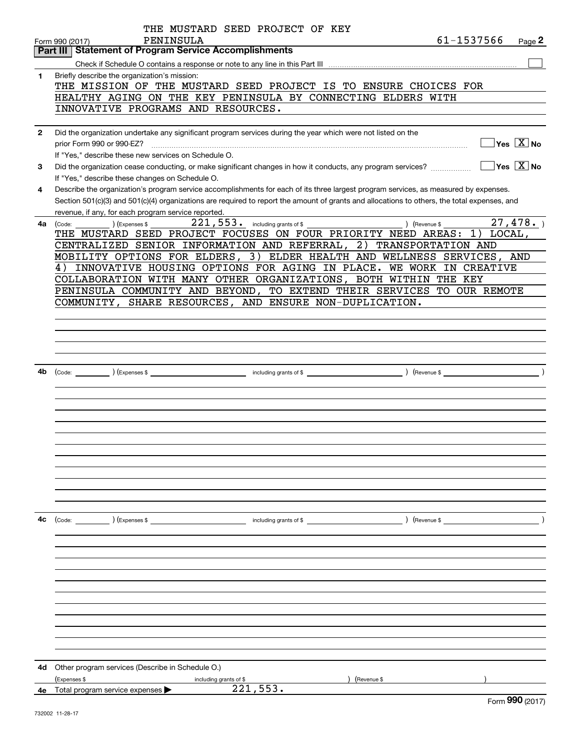THE MUSTARD SEED PROJECT OF KEY PENINSULA

Form 990 (2017) 61-1537566 Page 2

## Part III Statement of Program Service Accomplishments

Check if Schedule O contains a response or note to any line in this Part III ☐

**1** Briefly describe the organization's mission:

THE MISSION OF THE MUSTARD SEED PROJECT IS TO ENSURE CHOICES FOR HEALTHY AGING ON THE KEY PENINSULA BY CONNECTING ELDERS WITH INNOVATIVE PROGRAMS AND RESOURCES.

**2** Did the organization undertake any significant program services during the year which were not listed on the prior Form 990 or 990-EZ? ☐ Yes ☒ No

If "Yes," describe these new services on Schedule O.

**3** Did the organization cease conducting, or make significant changes in how it conducts, any program services? ☐ Yes ☒ No

If "Yes," describe these changes on Schedule O.

**4** Describe the organization's program service accomplishments for each of its three largest program services, as measured by expenses. Section 501(c)(3) and 501(c)(4) organizations are required to report the amount of grants and allocations to others, the total expenses, and revenue, if any, for each program service reported.

**4a** (Code: ) (Expenses $ 221,553. including grants of $ ) (Revenue $ 27,478. )

THE MUSTARD SEED PROJECT FOCUSES ON FOUR PRIORITY NEED AREAS: 1) LOCAL, CENTRALIZED SENIOR INFORMATION AND REFERRAL, 2) TRANSPORTATION AND MOBILITY OPTIONS FOR ELDERS, 3) ELDER HEALTH AND WELLNESS SERVICES, AND 4) INNOVATIVE HOUSING OPTIONS FOR AGING IN PLACE. WE WORK IN CREATIVE COLLABORATION WITH MANY OTHER ORGANIZATIONS, BOTH WITHIN THE KEY PENINSULA COMMUNITY AND BEYOND, TO EXTEND THEIR SERVICES TO OUR REMOTE COMMUNITY, SHARE RESOURCES, AND ENSURE NON-DUPLICATION.

**4b** (Code: ) (Expenses $ including grants of $ ) (Revenue $ )

**4c** (Code: ) (Expenses $ including grants of $ ) (Revenue $ )

**4d** Other program services (Describe in Schedule O.)

(Expenses $ including grants of $ ) (Revenue $ )

**4e** Total program service expenses ▶ 221,553.

Form 990 (2017)

732002 11-28-17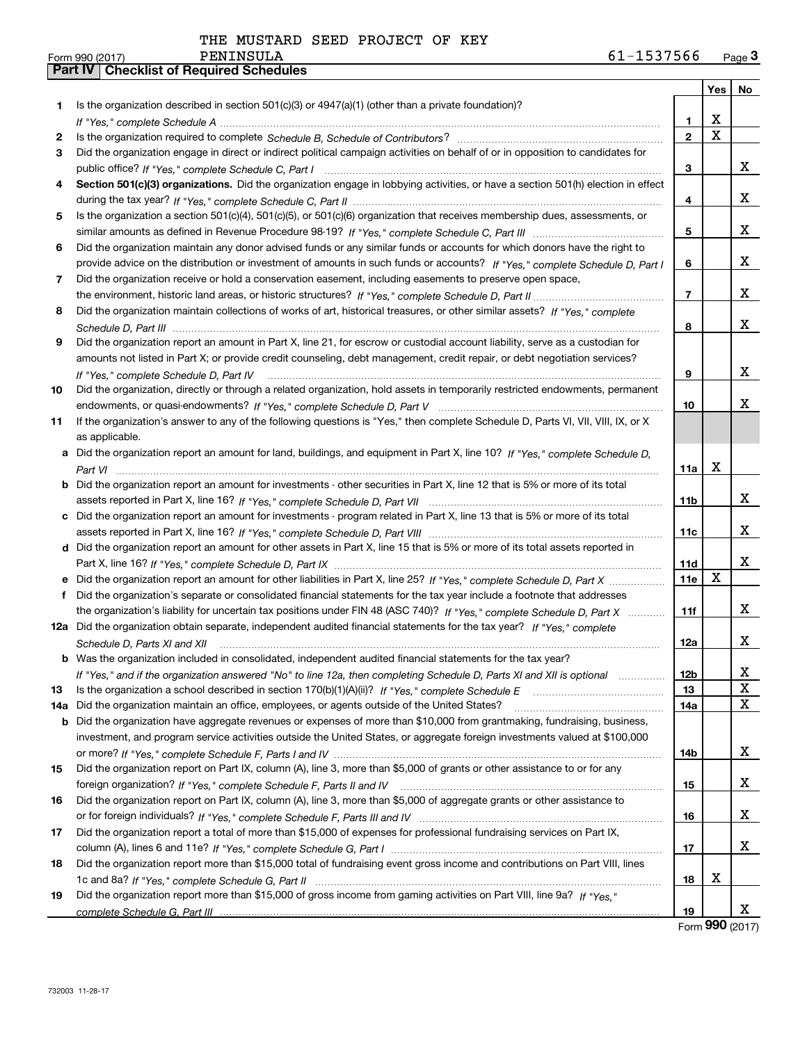THE MUSTARD SEED PROJECT OF KEY PENINSULA

Form 990 (2017) 61-1537566 Page 3

## Part IV | Checklist of Required Schedules

| | | | Yes | No |
|---|---|---|---|---|
| 1 | Is the organization described in section 501(c)(3) or 4947(a)(1) (other than a private foundation)? *If "Yes," complete Schedule A* | 1 | X | |
| 2 | Is the organization required to complete *Schedule B, Schedule of Contributors*? | 2 | X | |
| 3 | Did the organization engage in direct or indirect political campaign activities on behalf of or in opposition to candidates for public office? *If "Yes," complete Schedule C, Part I* | 3 | | X |
| 4 | **Section 501(c)(3) organizations.** Did the organization engage in lobbying activities, or have a section 501(h) election in effect during the tax year? *If "Yes," complete Schedule C, Part II* | 4 | | X |
| 5 | Is the organization a section 501(c)(4), 501(c)(5), or 501(c)(6) organization that receives membership dues, assessments, or similar amounts as defined in Revenue Procedure 98-19? *If "Yes," complete Schedule C, Part III* | 5 | | X |
| 6 | Did the organization maintain any donor advised funds or any similar funds or accounts for which donors have the right to provide advice on the distribution or investment of amounts in such funds or accounts? *If "Yes," complete Schedule D, Part I* | 6 | | X |
| 7 | Did the organization receive or hold a conservation easement, including easements to preserve open space, the environment, historic land areas, or historic structures? *If "Yes," complete Schedule D, Part II* | 7 | | X |
| 8 | Did the organization maintain collections of works of art, historical treasures, or other similar assets? *If "Yes," complete Schedule D, Part III* | 8 | | X |
| 9 | Did the organization report an amount in Part X, line 21, for escrow or custodial account liability, serve as a custodian for amounts not listed in Part X; or provide credit counseling, debt management, credit repair, or debt negotiation services? *If "Yes," complete Schedule D, Part IV* | 9 | | X |
| 10 | Did the organization, directly or through a related organization, hold assets in temporarily restricted endowments, permanent endowments, or quasi-endowments? *If "Yes," complete Schedule D, Part V* | 10 | | X |
| 11 | If the organization's answer to any of the following questions is "Yes," then complete Schedule D, Parts VI, VII, VIII, IX, or X as applicable. | | | |
| a | Did the organization report an amount for land, buildings, and equipment in Part X, line 10? *If "Yes," complete Schedule D, Part VI* | 11a | X | |
| b | Did the organization report an amount for investments - other securities in Part X, line 12 that is 5% or more of its total assets reported in Part X, line 16? *If "Yes," complete Schedule D, Part VII* | 11b | | X |
| c | Did the organization report an amount for investments - program related in Part X, line 13 that is 5% or more of its total assets reported in Part X, line 16? *If "Yes," complete Schedule D, Part VIII* | 11c | | X |
| d | Did the organization report an amount for other assets in Part X, line 15 that is 5% or more of its total assets reported in Part X, line 16? *If "Yes," complete Schedule D, Part IX* | 11d | | X |
| e | Did the organization report an amount for other liabilities in Part X, line 25? *If "Yes," complete Schedule D, Part X* | 11e | X | |
| f | Did the organization's separate or consolidated financial statements for the tax year include a footnote that addresses the organization's liability for uncertain tax positions under FIN 48 (ASC 740)? *If "Yes," complete Schedule D, Part X* | 11f | | X |
| 12a | Did the organization obtain separate, independent audited financial statements for the tax year? *If "Yes," complete Schedule D, Parts XI and XII* | 12a | | X |
| b | Was the organization included in consolidated, independent audited financial statements for the tax year? *If "Yes," and if the organization answered "No" to line 12a, then completing Schedule D, Parts XI and XII is optional* | 12b | | X |
| 13 | Is the organization a school described in section 170(b)(1)(A)(ii)? *If "Yes," complete Schedule E* | 13 | | X |
| 14a | Did the organization maintain an office, employees, or agents outside of the United States? | 14a | | X |
| b | Did the organization have aggregate revenues or expenses of more than $10,000 from grantmaking, fundraising, business, investment, and program service activities outside the United States, or aggregate foreign investments valued at $100,000 or more? *If "Yes," complete Schedule F, Parts I and IV* | 14b | | X |
| 15 | Did the organization report on Part IX, column (A), line 3, more than $5,000 of grants or other assistance to or for any foreign organization? *If "Yes," complete Schedule F, Parts II and IV* | 15 | | X |
| 16 | Did the organization report on Part IX, column (A), line 3, more than $5,000 of aggregate grants or other assistance to or for foreign individuals? *If "Yes," complete Schedule F, Parts III and IV* | 16 | | X |
| 17 | Did the organization report a total of more than $15,000 of expenses for professional fundraising services on Part IX, column (A), lines 6 and 11e? *If "Yes," complete Schedule G, Part I* | 17 | | X |
| 18 | Did the organization report more than $15,000 total of fundraising event gross income and contributions on Part VIII, lines 1c and 8a? *If "Yes," complete Schedule G, Part II* | 18 | X | |
| 19 | Did the organization report more than $15,000 of gross income from gaming activities on Part VIII, line 9a? *If "Yes," complete Schedule G, Part III* | 19 | | X |

Form **990** (2017)

732003 11-28-17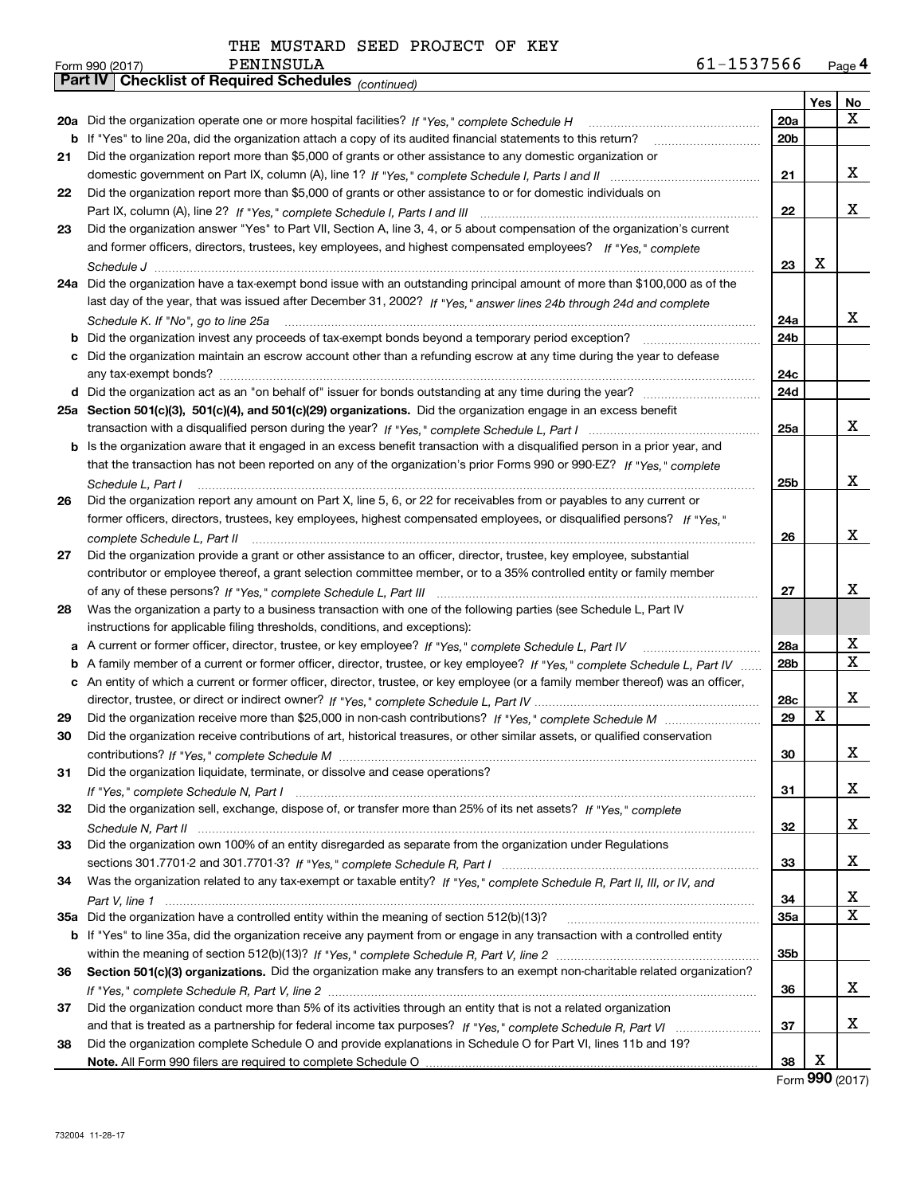THE MUSTARD SEED PROJECT OF KEY PENINSULA

Form 990 (2017) 61-1537566 Page **4**

## Part IV Checklist of Required Schedules *(continued)*

| | | | Yes | No |
|---|---|---|---|---|
| **20a** | Did the organization operate one or more hospital facilities? *If "Yes," complete Schedule H* | **20a** | | X |
| **b** | If "Yes" to line 20a, did the organization attach a copy of its audited financial statements to this return? | **20b** | | |
| **21** | Did the organization report more than $5,000 of grants or other assistance to any domestic organization or domestic government on Part IX, column (A), line 1? *If "Yes," complete Schedule I, Parts I and II* | **21** | | X |
| **22** | Did the organization report more than $5,000 of grants or other assistance to or for domestic individuals on Part IX, column (A), line 2? *If "Yes," complete Schedule I, Parts I and III* | **22** | | X |
| **23** | Did the organization answer "Yes" to Part VII, Section A, line 3, 4, or 5 about compensation of the organization's current and former officers, directors, trustees, key employees, and highest compensated employees? *If "Yes," complete Schedule J* | **23** | X | |
| **24a** | Did the organization have a tax-exempt bond issue with an outstanding principal amount of more than $100,000 as of the last day of the year, that was issued after December 31, 2002? *If "Yes," answer lines 24b through 24d and complete Schedule K. If "No", go to line 25a* | **24a** | | X |
| **b** | Did the organization invest any proceeds of tax-exempt bonds beyond a temporary period exception? | **24b** | | |
| **c** | Did the organization maintain an escrow account other than a refunding escrow at any time during the year to defease any tax-exempt bonds? | **24c** | | |
| **d** | Did the organization act as an "on behalf of" issuer for bonds outstanding at any time during the year? | **24d** | | |
| **25a** | **Section 501(c)(3), 501(c)(4), and 501(c)(29) organizations.** Did the organization engage in an excess benefit transaction with a disqualified person during the year? *If "Yes," complete Schedule L, Part I* | **25a** | | X |
| **b** | Is the organization aware that it engaged in an excess benefit transaction with a disqualified person in a prior year, and that the transaction has not been reported on any of the organization's prior Forms 990 or 990-EZ? *If "Yes," complete Schedule L, Part I* | **25b** | | X |
| **26** | Did the organization report any amount on Part X, line 5, 6, or 22 for receivables from or payables to any current or former officers, directors, trustees, key employees, highest compensated employees, or disqualified persons? *If "Yes," complete Schedule L, Part II* | **26** | | X |
| **27** | Did the organization provide a grant or other assistance to an officer, director, trustee, key employee, substantial contributor or employee thereof, a grant selection committee member, or to a 35% controlled entity or family member of any of these persons? *If "Yes," complete Schedule L, Part III* | **27** | | X |
| **28** | Was the organization a party to a business transaction with one of the following parties (see Schedule L, Part IV instructions for applicable filing thresholds, conditions, and exceptions): | | | |
| **a** | A current or former officer, director, trustee, or key employee? *If "Yes," complete Schedule L, Part IV* | **28a** | | X |
| **b** | A family member of a current or former officer, director, trustee, or key employee? *If "Yes," complete Schedule L, Part IV* | **28b** | | X |
| **c** | An entity of which a current or former officer, director, trustee, or key employee (or a family member thereof) was an officer, director, trustee, or direct or indirect owner? *If "Yes," complete Schedule L, Part IV* | **28c** | | X |
| **29** | Did the organization receive more than $25,000 in non-cash contributions? *If "Yes," complete Schedule M* | **29** | X | |
| **30** | Did the organization receive contributions of art, historical treasures, or other similar assets, or qualified conservation contributions? *If "Yes," complete Schedule M* | **30** | | X |
| **31** | Did the organization liquidate, terminate, or dissolve and cease operations? *If "Yes," complete Schedule N, Part I* | **31** | | X |
| **32** | Did the organization sell, exchange, dispose of, or transfer more than 25% of its net assets? *If "Yes," complete Schedule N, Part II* | **32** | | X |
| **33** | Did the organization own 100% of an entity disregarded as separate from the organization under Regulations sections 301.7701-2 and 301.7701-3? *If "Yes," complete Schedule R, Part I* | **33** | | X |
| **34** | Was the organization related to any tax-exempt or taxable entity? *If "Yes," complete Schedule R, Part II, III, or IV, and Part V, line 1* | **34** | | X |
| **35a** | Did the organization have a controlled entity within the meaning of section 512(b)(13)? | **35a** | | X |
| **b** | If "Yes" to line 35a, did the organization receive any payment from or engage in any transaction with a controlled entity within the meaning of section 512(b)(13)? *If "Yes," complete Schedule R, Part V, line 2* | **35b** | | |
| **36** | **Section 501(c)(3) organizations.** Did the organization make any transfers to an exempt non-charitable related organization? *If "Yes," complete Schedule R, Part V, line 2* | **36** | | X |
| **37** | Did the organization conduct more than 5% of its activities through an entity that is not a related organization and that is treated as a partnership for federal income tax purposes? *If "Yes," complete Schedule R, Part VI* | **37** | | X |
| **38** | Did the organization complete Schedule O and provide explanations in Schedule O for Part VI, lines 11b and 19? **Note.** All Form 990 filers are required to complete Schedule O | **38** | X | |

Form **990** (2017)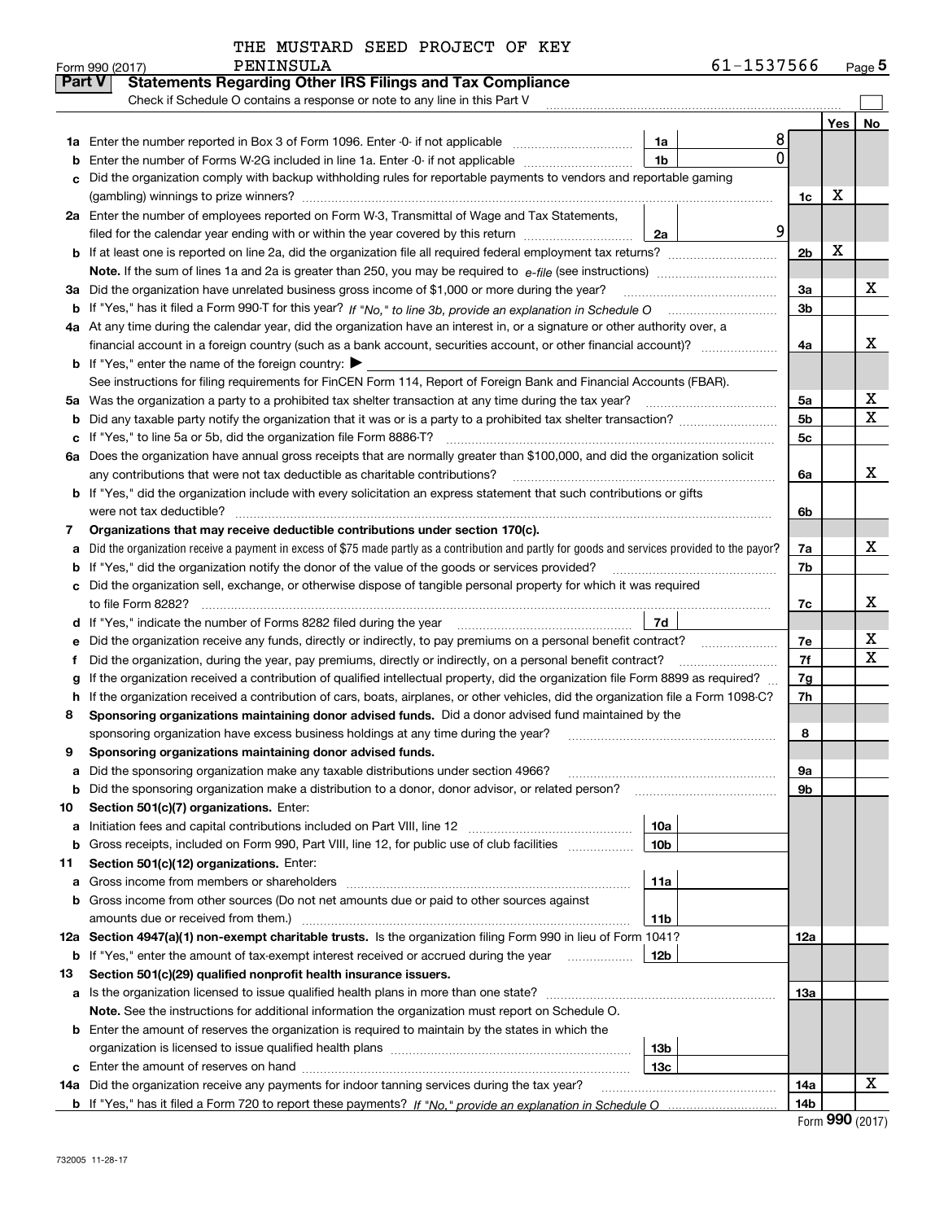THE MUSTARD SEED PROJECT OF KEY PENINSULA

Form 990 (2017) 61-1537566 Page **5**

## Part V Statements Regarding Other IRS Filings and Tax Compliance

Check if Schedule O contains a response or note to any line in this Part V

| | | | | | Yes | No |
|---|---|---|---|---|---|---|
| **1a** | Enter the number reported in Box 3 of Form 1096. Enter -0- if not applicable | 1a | 8 | | | |
| **b** | Enter the number of Forms W-2G included in line 1a. Enter -0- if not applicable | 1b | 0 | | | |
| **c** | Did the organization comply with backup withholding rules for reportable payments to vendors and reportable gaming (gambling) winnings to prize winners? | | | 1c | X | |
| **2a** | Enter the number of employees reported on Form W-3, Transmittal of Wage and Tax Statements, filed for the calendar year ending with or within the year covered by this return | 2a | 9 | | | |
| **b** | If at least one is reported on line 2a, did the organization file all required federal employment tax returns? | | | 2b | X | |
| | **Note.** If the sum of lines 1a and 2a is greater than 250, you may be required to *e-file* (see instructions) | | | | | |
| **3a** | Did the organization have unrelated business gross income of $1,000 or more during the year? | | | 3a | | X |
| **b** | If "Yes," has it filed a Form 990-T for this year? *If "No," to line 3b, provide an explanation in Schedule O* | | | 3b | | |
| **4a** | At any time during the calendar year, did the organization have an interest in, or a signature or other authority over, a financial account in a foreign country (such as a bank account, securities account, or other financial account)? | | | 4a | | X |
| **b** | If "Yes," enter the name of the foreign country: ▶ | | | | | |
| | See instructions for filing requirements for FinCEN Form 114, Report of Foreign Bank and Financial Accounts (FBAR). | | | | | |
| **5a** | Was the organization a party to a prohibited tax shelter transaction at any time during the tax year? | | | 5a | | X |
| **b** | Did any taxable party notify the organization that it was or is a party to a prohibited tax shelter transaction? | | | 5b | | X |
| **c** | If "Yes," to line 5a or 5b, did the organization file Form 8886-T? | | | 5c | | |
| **6a** | Does the organization have annual gross receipts that are normally greater than $100,000, and did the organization solicit any contributions that were not tax deductible as charitable contributions? | | | 6a | | X |
| **b** | If "Yes," did the organization include with every solicitation an express statement that such contributions or gifts were not tax deductible? | | | 6b | | |
| **7** | **Organizations that may receive deductible contributions under section 170(c).** | | | | | |
| **a** | Did the organization receive a payment in excess of $75 made partly as a contribution and partly for goods and services provided to the payor? | | | 7a | | X |
| **b** | If "Yes," did the organization notify the donor of the value of the goods or services provided? | | | 7b | | |
| **c** | Did the organization sell, exchange, or otherwise dispose of tangible personal property for which it was required to file Form 8282? | | | 7c | | X |
| **d** | If "Yes," indicate the number of Forms 8282 filed during the year | 7d | | | | |
| **e** | Did the organization receive any funds, directly or indirectly, to pay premiums on a personal benefit contract? | | | 7e | | X |
| **f** | Did the organization, during the year, pay premiums, directly or indirectly, on a personal benefit contract? | | | 7f | | X |
| **g** | If the organization received a contribution of qualified intellectual property, did the organization file Form 8899 as required? | | | 7g | | |
| **h** | If the organization received a contribution of cars, boats, airplanes, or other vehicles, did the organization file a Form 1098-C? | | | 7h | | |
| **8** | **Sponsoring organizations maintaining donor advised funds.** Did a donor advised fund maintained by the sponsoring organization have excess business holdings at any time during the year? | | | 8 | | |
| **9** | **Sponsoring organizations maintaining donor advised funds.** | | | | | |
| **a** | Did the sponsoring organization make any taxable distributions under section 4966? | | | 9a | | |
| **b** | Did the sponsoring organization make a distribution to a donor, donor advisor, or related person? | | | 9b | | |
| **10** | **Section 501(c)(7) organizations.** Enter: | | | | | |
| **a** | Initiation fees and capital contributions included on Part VIII, line 12 | 10a | | | | |
| **b** | Gross receipts, included on Form 990, Part VIII, line 12, for public use of club facilities | 10b | | | | |
| **11** | **Section 501(c)(12) organizations.** Enter: | | | | | |
| **a** | Gross income from members or shareholders | 11a | | | | |
| **b** | Gross income from other sources (Do not net amounts due or paid to other sources against amounts due or received from them.) | 11b | | | | |
| **12a** | **Section 4947(a)(1) non-exempt charitable trusts.** Is the organization filing Form 990 in lieu of Form 1041? | | | 12a | | |
| **b** | If "Yes," enter the amount of tax-exempt interest received or accrued during the year | 12b | | | | |
| **13** | **Section 501(c)(29) qualified nonprofit health insurance issuers.** | | | | | |
| **a** | Is the organization licensed to issue qualified health plans in more than one state? | | | 13a | | |
| | **Note.** See the instructions for additional information the organization must report on Schedule O. | | | | | |
| **b** | Enter the amount of reserves the organization is required to maintain by the states in which the organization is licensed to issue qualified health plans | 13b | | | | |
| **c** | Enter the amount of reserves on hand | 13c | | | | |
| **14a** | Did the organization receive any payments for indoor tanning services during the tax year? | | | 14a | | X |
| **b** | If "Yes," has it filed a Form 720 to report these payments? *If "No," provide an explanation in Schedule O* | | | 14b | | |

Form **990** (2017)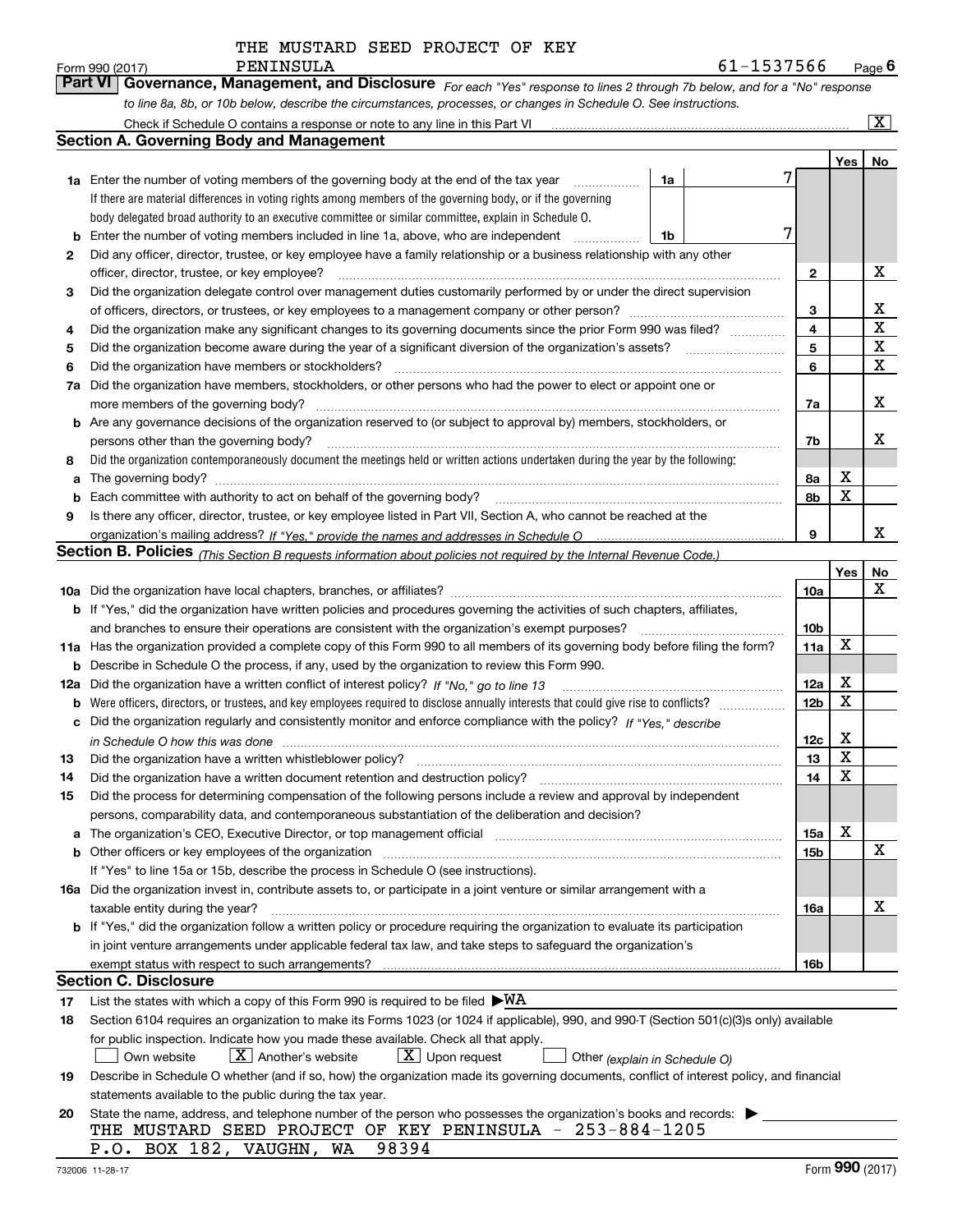THE MUSTARD SEED PROJECT OF KEY PENINSULA

Form 990 (2017) 61-1537566 Page 6

## Part VI Governance, Management, and Disclosure

*For each "Yes" response to lines 2 through 7b below, and for a "No" response to line 8a, 8b, or 10b below, describe the circumstances, processes, or changes in Schedule O. See instructions.*

Check if Schedule O contains a response or note to any line in this Part VI [X]

### Section A. Governing Body and Management

| | | | Yes | No |
|---|---|---|---|---|
| **1a** | Enter the number of voting members of the governing body at the end of the tax year — **1a** 7. If there are material differences in voting rights among members of the governing body, or if the governing body delegated broad authority to an executive committee or similar committee, explain in Schedule O. | | | |
| **b** | Enter the number of voting members included in line 1a, above, who are independent — **1b** 7 | | | |
| **2** | Did any officer, director, trustee, or key employee have a family relationship or a business relationship with any other officer, director, trustee, or key employee? | 2 | | X |
| **3** | Did the organization delegate control over management duties customarily performed by or under the direct supervision of officers, directors, or trustees, or key employees to a management company or other person? | 3 | | X |
| **4** | Did the organization make any significant changes to its governing documents since the prior Form 990 was filed? | 4 | | X |
| **5** | Did the organization become aware during the year of a significant diversion of the organization's assets? | 5 | | X |
| **6** | Did the organization have members or stockholders? | 6 | | X |
| **7a** | Did the organization have members, stockholders, or other persons who had the power to elect or appoint one or more members of the governing body? | 7a | | X |
| **b** | Are any governance decisions of the organization reserved to (or subject to approval by) members, stockholders, or persons other than the governing body? | 7b | | X |
| **8** | Did the organization contemporaneously document the meetings held or written actions undertaken during the year by the following: | | | |
| **a** | The governing body? | 8a | X | |
| **b** | Each committee with authority to act on behalf of the governing body? | 8b | X | |
| **9** | Is there any officer, director, trustee, or key employee listed in Part VII, Section A, who cannot be reached at the organization's mailing address? *If "Yes," provide the names and addresses in Schedule O* | 9 | | X |

### Section B. Policies *(This Section B requests information about policies not required by the Internal Revenue Code.)*

| | | | Yes | No |
|---|---|---|---|---|
| **10a** | Did the organization have local chapters, branches, or affiliates? | 10a | | X |
| **b** | If "Yes," did the organization have written policies and procedures governing the activities of such chapters, affiliates, and branches to ensure their operations are consistent with the organization's exempt purposes? | 10b | | |
| **11a** | Has the organization provided a complete copy of this Form 990 to all members of its governing body before filing the form? | 11a | X | |
| **b** | Describe in Schedule O the process, if any, used by the organization to review this Form 990. | | | |
| **12a** | Did the organization have a written conflict of interest policy? *If "No," go to line 13* | 12a | X | |
| **b** | Were officers, directors, or trustees, and key employees required to disclose annually interests that could give rise to conflicts? | 12b | X | |
| **c** | Did the organization regularly and consistently monitor and enforce compliance with the policy? *If "Yes," describe in Schedule O how this was done* | 12c | X | |
| **13** | Did the organization have a written whistleblower policy? | 13 | X | |
| **14** | Did the organization have a written document retention and destruction policy? | 14 | X | |
| **15** | Did the process for determining compensation of the following persons include a review and approval by independent persons, comparability data, and contemporaneous substantiation of the deliberation and decision? | | | |
| **a** | The organization's CEO, Executive Director, or top management official | 15a | X | |
| **b** | Other officers or key employees of the organization | 15b | | X |
| | If "Yes" to line 15a or 15b, describe the process in Schedule O (see instructions). | | | |
| **16a** | Did the organization invest in, contribute assets to, or participate in a joint venture or similar arrangement with a taxable entity during the year? | 16a | | X |
| **b** | If "Yes," did the organization follow a written policy or procedure requiring the organization to evaluate its participation in joint venture arrangements under applicable federal tax law, and take steps to safeguard the organization's exempt status with respect to such arrangements? | 16b | | |

### Section C. Disclosure

**17** List the states with which a copy of this Form 990 is required to be filed ▶WA

**18** Section 6104 requires an organization to make its Forms 1023 (or 1024 if applicable), 990, and 990-T (Section 501(c)(3)s only) available for public inspection. Indicate how you made these available. Check all that apply.

[ ] Own website [X] Another's website [X] Upon request [ ] Other *(explain in Schedule O)*

**19** Describe in Schedule O whether (and if so, how) the organization made its governing documents, conflict of interest policy, and financial statements available to the public during the tax year.

**20** State the name, address, and telephone number of the person who possesses the organization's books and records: ▶

THE MUSTARD SEED PROJECT OF KEY PENINSULA - 253-884-1205
P.O. BOX 182, VAUGHN, WA 98394

732006 11-28-17 Form **990** (2017)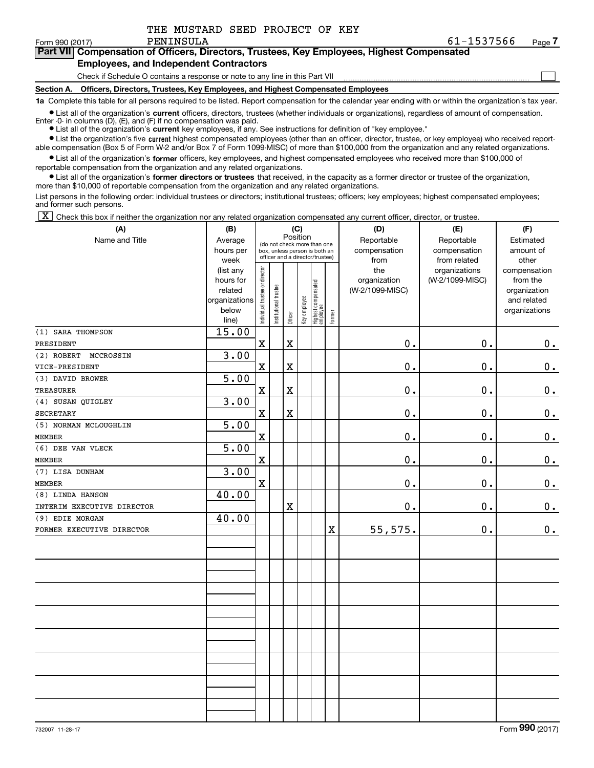THE MUSTARD SEED PROJECT OF KEY PENINSULA

Form 990 (2017) 61-1537566 Page 7

## Part VII Compensation of Officers, Directors, Trustees, Key Employees, Highest Compensated Employees, and Independent Contractors

Check if Schedule O contains a response or note to any line in this Part VII ☐

### Section A. Officers, Directors, Trustees, Key Employees, and Highest Compensated Employees

**1a** Complete this table for all persons required to be listed. Report compensation for the calendar year ending with or within the organization's tax year.

- List all of the organization's **current** officers, directors, trustees (whether individuals or organizations), regardless of amount of compensation. Enter -0- in columns (D), (E), and (F) if no compensation was paid.
- List all of the organization's **current** key employees, if any. See instructions for definition of "key employee."
- List the organization's five **current** highest compensated employees (other than an officer, director, trustee, or key employee) who received reportable compensation (Box 5 of Form W-2 and/or Box 7 of Form 1099-MISC) of more than $100,000 from the organization and any related organizations.
- List all of the organization's **former** officers, key employees, and highest compensated employees who received more than $100,000 of reportable compensation from the organization and any related organizations.
- List all of the organization's **former directors or trustees** that received, in the capacity as a former director or trustee of the organization, more than $10,000 of reportable compensation from the organization and any related organizations.

List persons in the following order: individual trustees or directors; institutional trustees; officers; key employees; highest compensated employees; and former such persons.

☒ Check this box if neither the organization nor any related organization compensated any current officer, director, or trustee.

| (A) Name and Title | (B) Average hours per week (list any hours for related organizations below line) | (C) Position: Individual trustee or director | Institutional trustee | Officer | Key employee | Highest compensated employee | Former | (D) Reportable compensation from the organization (W-2/1099-MISC) | (E) Reportable compensation from related organizations (W-2/1099-MISC) | (F) Estimated amount of other compensation from the organization and related organizations |
|---|---|---|---|---|---|---|---|---|---|---|
| (1) SARA THOMPSON<br>PRESIDENT | 15.00 | X | | X | | | | 0. | 0. | 0. |
| (2) ROBERT MCCROSSIN<br>VICE-PRESIDENT | 3.00 | X | | X | | | | 0. | 0. | 0. |
| (3) DAVID BROWER<br>TREASURER | 5.00 | X | | X | | | | 0. | 0. | 0. |
| (4) SUSAN QUIGLEY<br>SECRETARY | 3.00 | X | | X | | | | 0. | 0. | 0. |
| (5) NORMAN MCLOUGHLIN<br>MEMBER | 5.00 | X | | | | | | 0. | 0. | 0. |
| (6) DEE VAN VLECK<br>MEMBER | 5.00 | X | | | | | | 0. | 0. | 0. |
| (7) LISA DUNHAM<br>MEMBER | 3.00 | X | | | | | | 0. | 0. | 0. |
| (8) LINDA HANSON<br>INTERIM EXECUTIVE DIRECTOR | 40.00 | | | X | | | | 0. | 0. | 0. |
| (9) EDIE MORGAN<br>FORMER EXECUTIVE DIRECTOR | 40.00 | | | | | | X | 55,575. | 0. | 0. |

732007 11-28-17 Form **990** (2017)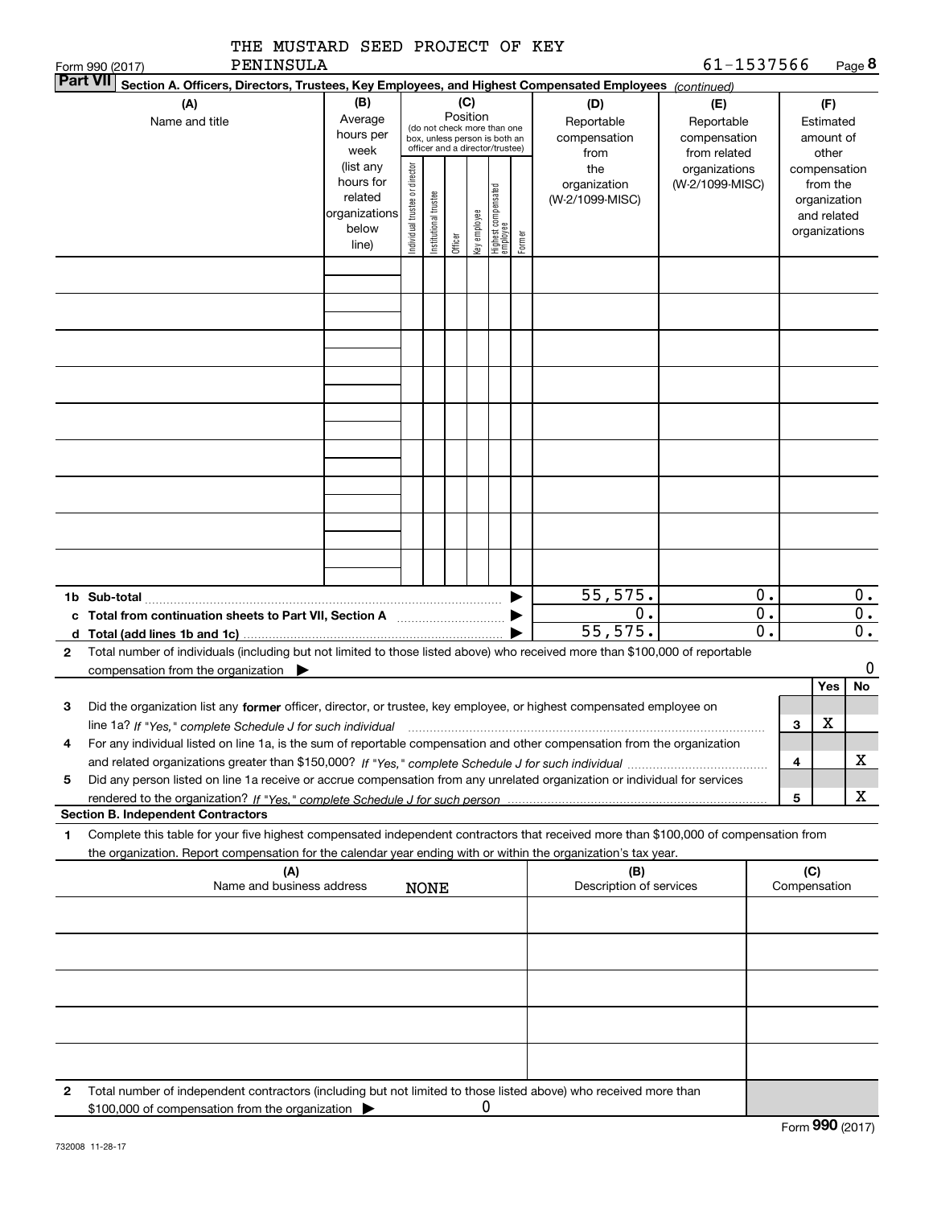THE MUSTARD SEED PROJECT OF KEY PENINSULA

Form 990 (2017) 61-1537566 Page **8**

**Part VII** **Section A. Officers, Directors, Trustees, Key Employees, and Highest Compensated Employees** *(continued)*

| (A) Name and title | (B) Average hours per week (list any hours for related organizations below line) | (C) Position (do not check more than one box, unless person is both an officer and a director/trustee): Individual trustee or director | Institutional trustee | Officer | Key employee | Highest compensated employee | Former | (D) Reportable compensation from the organization (W-2/1099-MISC) | (E) Reportable compensation from related organizations (W-2/1099-MISC) | (F) Estimated amount of other compensation from the organization and related organizations |
|---|---|---|---|---|---|---|---|---|---|---|
| | | | | | | | | | | |
| | | | | | | | | | | |
| | | | | | | | | | | |
| | | | | | | | | | | |
| | | | | | | | | | | |
| | | | | | | | | | | |
| | | | | | | | | | | |
| | | | | | | | | | | |
| | | | | | | | | | | |
| **1b Sub-total** | | | | | | | ▶ | 55,575. | 0. | 0. |
| **c Total from continuation sheets to Part VII, Section A** | | | | | | | ▶ | 0. | 0. | 0. |
| **d Total (add lines 1b and 1c)** | | | | | | | ▶ | 55,575. | 0. | 0. |

**2** Total number of individuals (including but not limited to those listed above) who received more than $100,000 of reportable compensation from the organization ▶ 0

| | | | Yes | No |
|---|---|---|---|---|
| **3** | Did the organization list any **former** officer, director, or trustee, key employee, or highest compensated employee on line 1a? *If "Yes," complete Schedule J for such individual* | 3 | X | |
| **4** | For any individual listed on line 1a, is the sum of reportable compensation and other compensation from the organization and related organizations greater than $150,000? *If "Yes," complete Schedule J for such individual* | 4 | | X |
| **5** | Did any person listed on line 1a receive or accrue compensation from any unrelated organization or individual for services rendered to the organization? *If "Yes," complete Schedule J for such person* | 5 | | X |

**Section B. Independent Contractors**

**1** Complete this table for your five highest compensated independent contractors that received more than $100,000 of compensation from the organization. Report compensation for the calendar year ending with or within the organization's tax year.

| (A) Name and business address | (B) Description of services | (C) Compensation |
|---|---|---|
| NONE | | |
| | | |
| | | |
| | | |
| | | |

**2** Total number of independent contractors (including but not limited to those listed above) who received more than $100,000 of compensation from the organization ▶ 0

Form **990** (2017)

732008 11-28-17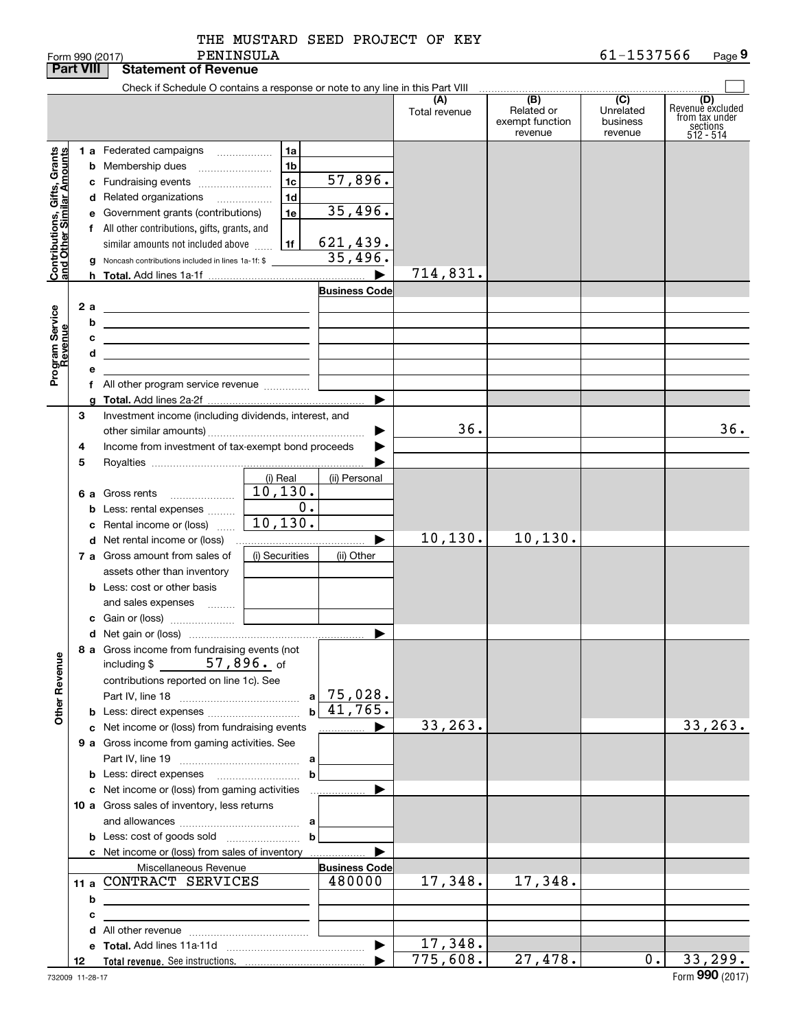Form 990 (2017) THE MUSTARD SEED PROJECT OF KEY PENINSULA 61-1537566

## Part VIII Statement of Revenue

Check if Schedule O contains a response or note to any line in this Part VIII

| | | | | (A) Total revenue | (B) Related or exempt function revenue | (C) Unrelated business revenue | (D) Revenue excluded from tax under sections 512 - 514 |
|---|---|---|---|---|---|---|---|
| **Contributions, Gifts, Grants and Other Similar Amounts** | 1 a Federated campaigns | 1a | | | | | |
| | b Membership dues | 1b | | | | | |
| | c Fundraising events | 1c | 57,896. | | | | |
| | d Related organizations | 1d | | | | | |
| | e Government grants (contributions) | 1e | 35,496. | | | | |
| | f All other contributions, gifts, grants, and similar amounts not included above | 1f | 621,439. | | | | |
| | g Noncash contributions included in lines 1a-1f: $ | | 35,496. | | | | |
| | h **Total.** Add lines 1a-1f | | ▶ | 714,831. | | | |
| **Program Service Revenue** | | | **Business Code** | | | | |
| | 2 a | | | | | | |
| | b | | | | | | |
| | c | | | | | | |
| | d | | | | | | |
| | e | | | | | | |
| | f All other program service revenue | | | | | | |
| | g **Total.** Add lines 2a-2f | | ▶ | | | | |
| **Other Revenue** | 3 Investment income (including dividends, interest, and other similar amounts) | | ▶ | 36. | | | 36. |
| | 4 Income from investment of tax-exempt bond proceeds | | ▶ | | | | |
| | 5 Royalties | | ▶ | | | | |
| | | (i) Real | (ii) Personal | | | | |
| | 6 a Gross rents | 10,130. | | | | | |
| | b Less: rental expenses | 0. | | | | | |
| | c Rental income or (loss) | 10,130. | | | | | |
| | d Net rental income or (loss) | | ▶ | 10,130. | 10,130. | | |
| | 7 a Gross amount from sales of assets other than inventory | (i) Securities | (ii) Other | | | | |
| | b Less: cost or other basis and sales expenses | | | | | | |
| | c Gain or (loss) | | | | | | |
| | d Net gain or (loss) | | ▶ | | | | |
| | 8 a Gross income from fundraising events (not including $ 57,896. of contributions reported on line 1c). See Part IV, line 18 | a | 75,028. | | | | |
| | b Less: direct expenses | b | 41,765. | | | | |
| | c Net income or (loss) from fundraising events | | ▶ | 33,263. | | | 33,263. |
| | 9 a Gross income from gaming activities. See Part IV, line 19 | a | | | | | |
| | b Less: direct expenses | b | | | | | |
| | c Net income or (loss) from gaming activities | | ▶ | | | | |
| | 10 a Gross sales of inventory, less returns and allowances | a | | | | | |
| | b Less: cost of goods sold | b | | | | | |
| | c Net income or (loss) from sales of inventory | | ▶ | | | | |
| | Miscellaneous Revenue | | **Business Code** | | | | |
| | 11 a CONTRACT SERVICES | | 480000 | 17,348. | 17,348. | | |
| | b | | | | | | |
| | c | | | | | | |
| | d All other revenue | | | | | | |
| | e **Total.** Add lines 11a-11d | | ▶ | 17,348. | | | |
| | 12 **Total revenue.** See instructions. | | ▶ | 775,608. | 27,478. | 0. | 33,299. |

732009 11-28-17 Form **990** (2017)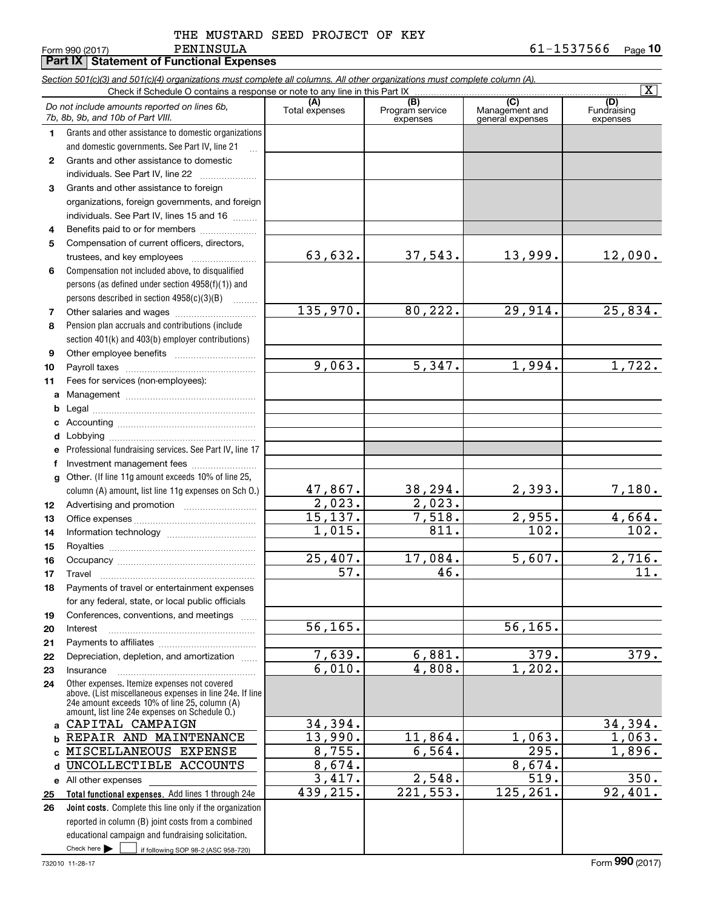THE MUSTARD SEED PROJECT OF KEY PENINSULA

Form 990 (2017) 61-1537566 Page 10

## Part IX Statement of Functional Expenses

*Section 501(c)(3) and 501(c)(4) organizations must complete all columns. All other organizations must complete column (A).*

Check if Schedule O contains a response or note to any line in this Part IX [X]

| *Do not include amounts reported on lines 6b, 7b, 8b, 9b, and 10b of Part VIII.* | (A) Total expenses | (B) Program service expenses | (C) Management and general expenses | (D) Fundraising expenses |
|---|---|---|---|---|
| **1** Grants and other assistance to domestic organizations and domestic governments. See Part IV, line 21 | | | | |
| **2** Grants and other assistance to domestic individuals. See Part IV, line 22 | | | | |
| **3** Grants and other assistance to foreign organizations, foreign governments, and foreign individuals. See Part IV, lines 15 and 16 | | | | |
| **4** Benefits paid to or for members | | | | |
| **5** Compensation of current officers, directors, trustees, and key employees | 63,632. | 37,543. | 13,999. | 12,090. |
| **6** Compensation not included above, to disqualified persons (as defined under section 4958(f)(1)) and persons described in section 4958(c)(3)(B) | | | | |
| **7** Other salaries and wages | 135,970. | 80,222. | 29,914. | 25,834. |
| **8** Pension plan accruals and contributions (include section 401(k) and 403(b) employer contributions) | | | | |
| **9** Other employee benefits | | | | |
| **10** Payroll taxes | 9,063. | 5,347. | 1,994. | 1,722. |
| **11** Fees for services (non-employees): | | | | |
| **a** Management | | | | |
| **b** Legal | | | | |
| **c** Accounting | | | | |
| **d** Lobbying | | | | |
| **e** Professional fundraising services. See Part IV, line 17 | | | | |
| **f** Investment management fees | | | | |
| **g** Other. (If line 11g amount exceeds 10% of line 25, column (A) amount, list line 11g expenses on Sch O.) | 47,867. | 38,294. | 2,393. | 7,180. |
| **12** Advertising and promotion | 2,023. | 2,023. | | |
| **13** Office expenses | 15,137. | 7,518. | 2,955. | 4,664. |
| **14** Information technology | 1,015. | 811. | 102. | 102. |
| **15** Royalties | | | | |
| **16** Occupancy | 25,407. | 17,084. | 5,607. | 2,716. |
| **17** Travel | 57. | 46. | | 11. |
| **18** Payments of travel or entertainment expenses for any federal, state, or local public officials | | | | |
| **19** Conferences, conventions, and meetings | | | | |
| **20** Interest | 56,165. | | 56,165. | |
| **21** Payments to affiliates | | | | |
| **22** Depreciation, depletion, and amortization | 7,639. | 6,881. | 379. | 379. |
| **23** Insurance | 6,010. | 4,808. | 1,202. | |
| **24** Other expenses. Itemize expenses not covered above. (List miscellaneous expenses in line 24e. If line 24e amount exceeds 10% of line 25, column (A) amount, list line 24e expenses on Schedule O.) | | | | |
| **a** CAPITAL CAMPAIGN | 34,394. | | | 34,394. |
| **b** REPAIR AND MAINTENANCE | 13,990. | 11,864. | 1,063. | 1,063. |
| **c** MISCELLANEOUS EXPENSE | 8,755. | 6,564. | 295. | 1,896. |
| **d** UNCOLLECTIBLE ACCOUNTS | 8,674. | | 8,674. | |
| **e** All other expenses | 3,417. | 2,548. | 519. | 350. |
| **25 Total functional expenses.** Add lines 1 through 24e | 439,215. | 221,553. | 125,261. | 92,401. |
| **26 Joint costs.** Complete this line only if the organization reported in column (B) joint costs from a combined educational campaign and fundraising solicitation. Check here [ ] if following SOP 98-2 (ASC 958-720) | | | | |

732010 11-28-17 Form **990** (2017)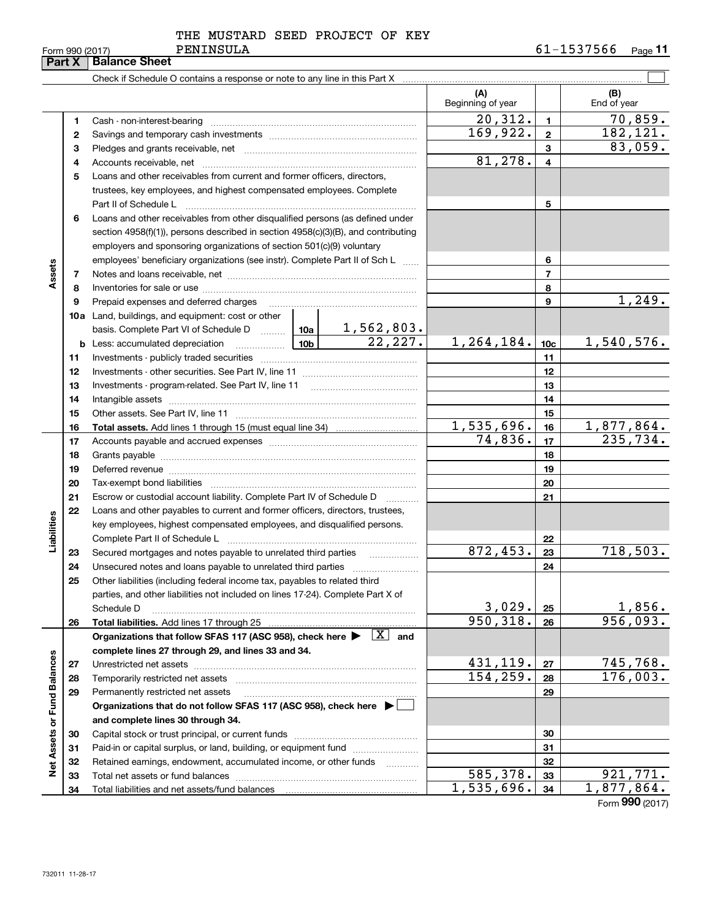THE MUSTARD SEED PROJECT OF KEY PENINSULA

Form 990 (2017) 61-1537566

## Part X Balance Sheet

Check if Schedule O contains a response or note to any line in this Part X

| | | | | (A) Beginning of year | | (B) End of year |
|---|---|---|---|---|---|---|
| **Assets** | 1 | Cash - non-interest-bearing | | 20,312. | 1 | 70,859. |
| | 2 | Savings and temporary cash investments | | 169,922. | 2 | 182,121. |
| | 3 | Pledges and grants receivable, net | | | 3 | 83,059. |
| | 4 | Accounts receivable, net | | 81,278. | 4 | |
| | 5 | Loans and other receivables from current and former officers, directors, trustees, key employees, and highest compensated employees. Complete Part II of Schedule L | | | 5 | |
| | 6 | Loans and other receivables from other disqualified persons (as defined under section 4958(f)(1)), persons described in section 4958(c)(3)(B), and contributing employers and sponsoring organizations of section 501(c)(9) voluntary employees' beneficiary organizations (see instr). Complete Part II of Sch L | | | 6 | |
| | 7 | Notes and loans receivable, net | | | 7 | |
| | 8 | Inventories for sale or use | | | 8 | |
| | 9 | Prepaid expenses and deferred charges | | | 9 | 1,249. |
| | 10a | Land, buildings, and equipment: cost or other basis. Complete Part VI of Schedule D | 10a 1,562,803. | | | |
| | b | Less: accumulated depreciation | 10b 22,227. | 1,264,184. | 10c | 1,540,576. |
| | 11 | Investments - publicly traded securities | | | 11 | |
| | 12 | Investments - other securities. See Part IV, line 11 | | | 12 | |
| | 13 | Investments - program-related. See Part IV, line 11 | | | 13 | |
| | 14 | Intangible assets | | | 14 | |
| | 15 | Other assets. See Part IV, line 11 | | | 15 | |
| | 16 | **Total assets.** Add lines 1 through 15 (must equal line 34) | | 1,535,696. | 16 | 1,877,864. |
| **Liabilities** | 17 | Accounts payable and accrued expenses | | 74,836. | 17 | 235,734. |
| | 18 | Grants payable | | | 18 | |
| | 19 | Deferred revenue | | | 19 | |
| | 20 | Tax-exempt bond liabilities | | | 20 | |
| | 21 | Escrow or custodial account liability. Complete Part IV of Schedule D | | | 21 | |
| | 22 | Loans and other payables to current and former officers, directors, trustees, key employees, highest compensated employees, and disqualified persons. Complete Part II of Schedule L | | | 22 | |
| | 23 | Secured mortgages and notes payable to unrelated third parties | | 872,453. | 23 | 718,503. |
| | 24 | Unsecured notes and loans payable to unrelated third parties | | | 24 | |
| | 25 | Other liabilities (including federal income tax, payables to related third parties, and other liabilities not included on lines 17-24). Complete Part X of Schedule D | | 3,029. | 25 | 1,856. |
| | 26 | **Total liabilities.** Add lines 17 through 25 | | 950,318. | 26 | 956,093. |
| **Net Assets or Fund Balances** | | **Organizations that follow SFAS 117 (ASC 958), check here ▶ [X] and complete lines 27 through 29, and lines 33 and 34.** | | | | |
| | 27 | Unrestricted net assets | | 431,119. | 27 | 745,768. |
| | 28 | Temporarily restricted net assets | | 154,259. | 28 | 176,003. |
| | 29 | Permanently restricted net assets | | | 29 | |
| | | **Organizations that do not follow SFAS 117 (ASC 958), check here ▶ [ ] and complete lines 30 through 34.** | | | | |
| | 30 | Capital stock or trust principal, or current funds | | | 30 | |
| | 31 | Paid-in or capital surplus, or land, building, or equipment fund | | | 31 | |
| | 32 | Retained earnings, endowment, accumulated income, or other funds | | | 32 | |
| | 33 | Total net assets or fund balances | | 585,378. | 33 | 921,771. |
| | 34 | Total liabilities and net assets/fund balances | | 1,535,696. | 34 | 1,877,864. |

Form **990** (2017)

732011 11-28-17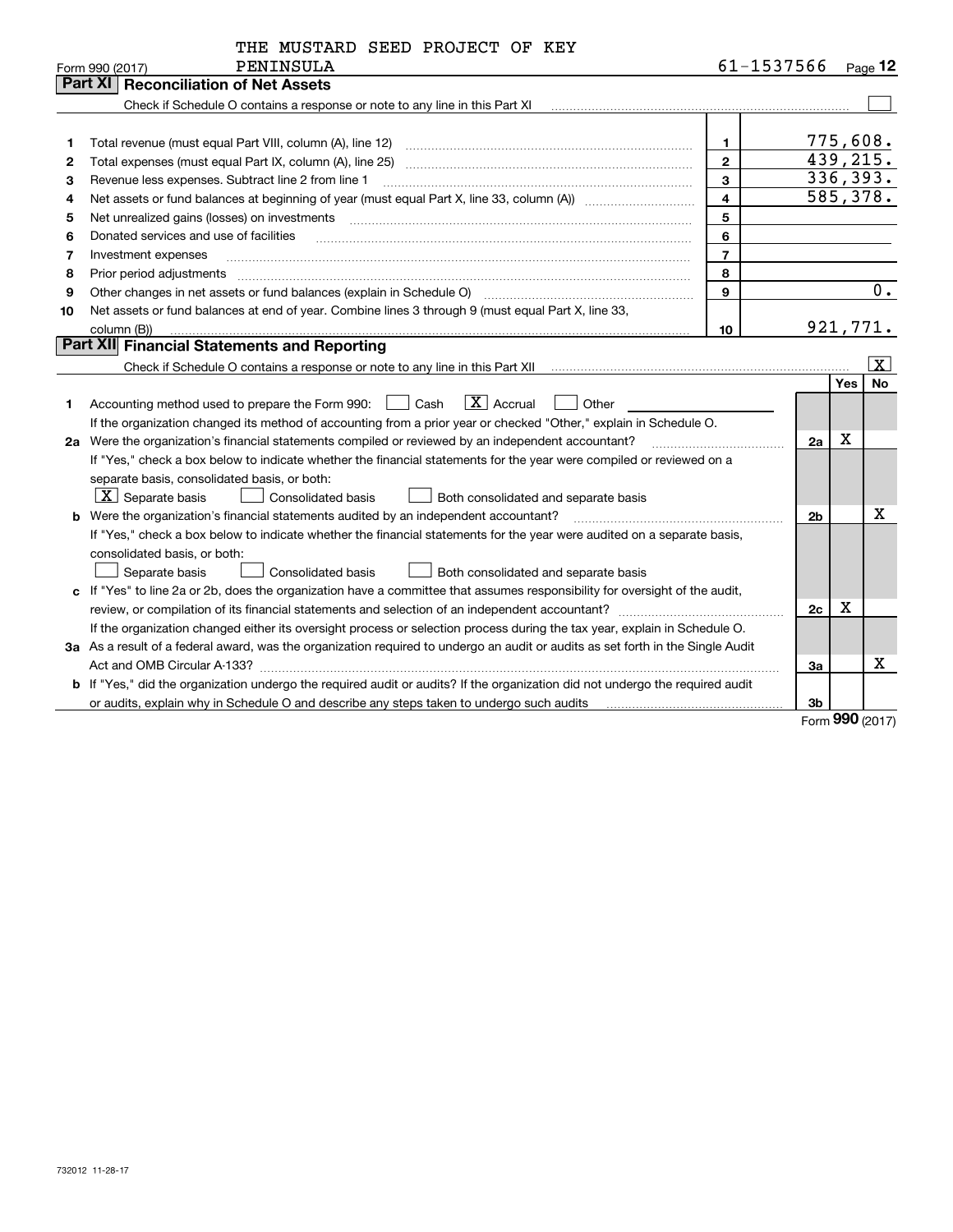THE MUSTARD SEED PROJECT OF KEY PENINSULA 61-1537566

Form 990 (2017)

## Part XI Reconciliation of Net Assets

Check if Schedule O contains a response or note to any line in this Part XI ☐

| | | | |
|---|---|---|---|
| 1 | Total revenue (must equal Part VIII, column (A), line 12) | 1 | 775,608. |
| 2 | Total expenses (must equal Part IX, column (A), line 25) | 2 | 439,215. |
| 3 | Revenue less expenses. Subtract line 2 from line 1 | 3 | 336,393. |
| 4 | Net assets or fund balances at beginning of year (must equal Part X, line 33, column (A)) | 4 | 585,378. |
| 5 | Net unrealized gains (losses) on investments | 5 | |
| 6 | Donated services and use of facilities | 6 | |
| 7 | Investment expenses | 7 | |
| 8 | Prior period adjustments | 8 | |
| 9 | Other changes in net assets or fund balances (explain in Schedule O) | 9 | 0. |
| 10 | Net assets or fund balances at end of year. Combine lines 3 through 9 (must equal Part X, line 33, column (B)) | 10 | 921,771. |

## Part XII Financial Statements and Reporting

Check if Schedule O contains a response or note to any line in this Part XII ☒

| | | | Yes | No |
|---|---|---|---|---|
| 1 | Accounting method used to prepare the Form 990: ☐ Cash ☒ Accrual ☐ Other<br>If the organization changed its method of accounting from a prior year or checked "Other," explain in Schedule O. | | | |
| 2a | Were the organization's financial statements compiled or reviewed by an independent accountant?<br>If "Yes," check a box below to indicate whether the financial statements for the year were compiled or reviewed on a separate basis, consolidated basis, or both:<br>☒ Separate basis ☐ Consolidated basis ☐ Both consolidated and separate basis | 2a | X | |
| b | Were the organization's financial statements audited by an independent accountant?<br>If "Yes," check a box below to indicate whether the financial statements for the year were audited on a separate basis, consolidated basis, or both:<br>☐ Separate basis ☐ Consolidated basis ☐ Both consolidated and separate basis | 2b | | X |
| c | If "Yes" to line 2a or 2b, does the organization have a committee that assumes responsibility for oversight of the audit, review, or compilation of its financial statements and selection of an independent accountant?<br>If the organization changed either its oversight process or selection process during the tax year, explain in Schedule O. | 2c | X | |
| 3a | As a result of a federal award, was the organization required to undergo an audit or audits as set forth in the Single Audit Act and OMB Circular A-133? | 3a | | X |
| b | If "Yes," did the organization undergo the required audit or audits? If the organization did not undergo the required audit or audits, explain why in Schedule O and describe any steps taken to undergo such audits | 3b | | |

Form 990 (2017)

732012 11-28-17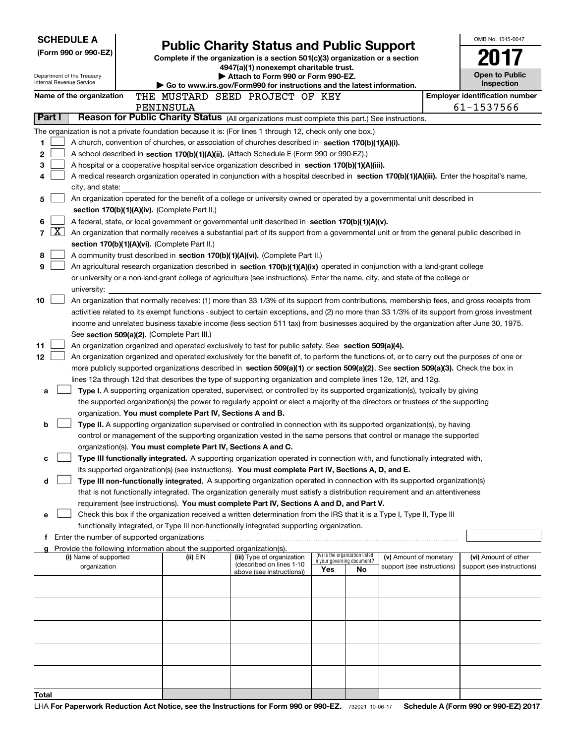**SCHEDULE A**
**(Form 990 or 990-EZ)**

Department of the Treasury
Internal Revenue Service

# Public Charity Status and Public Support

**Complete if the organization is a section 501(c)(3) organization or a section 4947(a)(1) nonexempt charitable trust.**
**▶ Attach to Form 990 or Form 990-EZ.**
**▶ Go to www.irs.gov/Form990 for instructions and the latest information.**

OMB No. 1545-0047

**2017**

**Open to Public Inspection**

**Name of the organization** THE MUSTARD SEED PROJECT OF KEY PENINSULA

**Employer identification number** 61-1537566

**Part I** **Reason for Public Charity Status** (All organizations must complete this part.) See instructions.

The organization is not a private foundation because it is: (For lines 1 through 12, check only one box.)

1 [ ] A church, convention of churches, or association of churches described in **section 170(b)(1)(A)(i).**

2 [ ] A school described in **section 170(b)(1)(A)(ii).** (Attach Schedule E (Form 990 or 990-EZ).)

3 [ ] A hospital or a cooperative hospital service organization described in **section 170(b)(1)(A)(iii).**

4 [ ] A medical research organization operated in conjunction with a hospital described in **section 170(b)(1)(A)(iii).** Enter the hospital's name, city, and state:

5 [ ] An organization operated for the benefit of a college or university owned or operated by a governmental unit described in **section 170(b)(1)(A)(iv).** (Complete Part II.)

6 [ ] A federal, state, or local government or governmental unit described in **section 170(b)(1)(A)(v).**

7 [X] An organization that normally receives a substantial part of its support from a governmental unit or from the general public described in **section 170(b)(1)(A)(vi).** (Complete Part II.)

8 [ ] A community trust described in **section 170(b)(1)(A)(vi).** (Complete Part II.)

9 [ ] An agricultural research organization described in **section 170(b)(1)(A)(ix)** operated in conjunction with a land-grant college or university or a non-land-grant college of agriculture (see instructions). Enter the name, city, and state of the college or university:

10 [ ] An organization that normally receives: (1) more than 33 1/3% of its support from contributions, membership fees, and gross receipts from activities related to its exempt functions - subject to certain exceptions, and (2) no more than 33 1/3% of its support from gross investment income and unrelated business taxable income (less section 511 tax) from businesses acquired by the organization after June 30, 1975. See **section 509(a)(2).** (Complete Part III.)

11 [ ] An organization organized and operated exclusively to test for public safety. See **section 509(a)(4).**

12 [ ] An organization organized and operated exclusively for the benefit of, to perform the functions of, or to carry out the purposes of one or more publicly supported organizations described in **section 509(a)(1)** or **section 509(a)(2)**. See **section 509(a)(3).** Check the box in lines 12a through 12d that describes the type of supporting organization and complete lines 12e, 12f, and 12g.

a [ ] **Type I.** A supporting organization operated, supervised, or controlled by its supported organization(s), typically by giving the supported organization(s) the power to regularly appoint or elect a majority of the directors or trustees of the supporting organization. **You must complete Part IV, Sections A and B.**

b [ ] **Type II.** A supporting organization supervised or controlled in connection with its supported organization(s), by having control or management of the supporting organization vested in the same persons that control or manage the supported organization(s). **You must complete Part IV, Sections A and C.**

c [ ] **Type III functionally integrated.** A supporting organization operated in connection with, and functionally integrated with, its supported organization(s) (see instructions). **You must complete Part IV, Sections A, D, and E.**

d [ ] **Type III non-functionally integrated.** A supporting organization operated in connection with its supported organization(s) that is not functionally integrated. The organization generally must satisfy a distribution requirement and an attentiveness requirement (see instructions). **You must complete Part IV, Sections A and D, and Part V.**

e [ ] Check this box if the organization received a written determination from the IRS that it is a Type I, Type II, Type III functionally integrated, or Type III non-functionally integrated supporting organization.

f Enter the number of supported organizations

g Provide the following information about the supported organization(s).

| (i) Name of supported organization | (ii) EIN | (iii) Type of organization (described on lines 1-10 above (see instructions)) | (iv) Is the organization listed in your governing document? Yes | No | (v) Amount of monetary support (see instructions) | (vi) Amount of other support (see instructions) |
|---|---|---|---|---|---|---|
| | | | | | | |
| | | | | | | |
| | | | | | | |
| | | | | | | |
| | | | | | | |
| **Total** | | | | | | |

LHA **For Paperwork Reduction Act Notice, see the Instructions for Form 990 or 990-EZ.** 732021 10-06-17 **Schedule A (Form 990 or 990-EZ) 2017**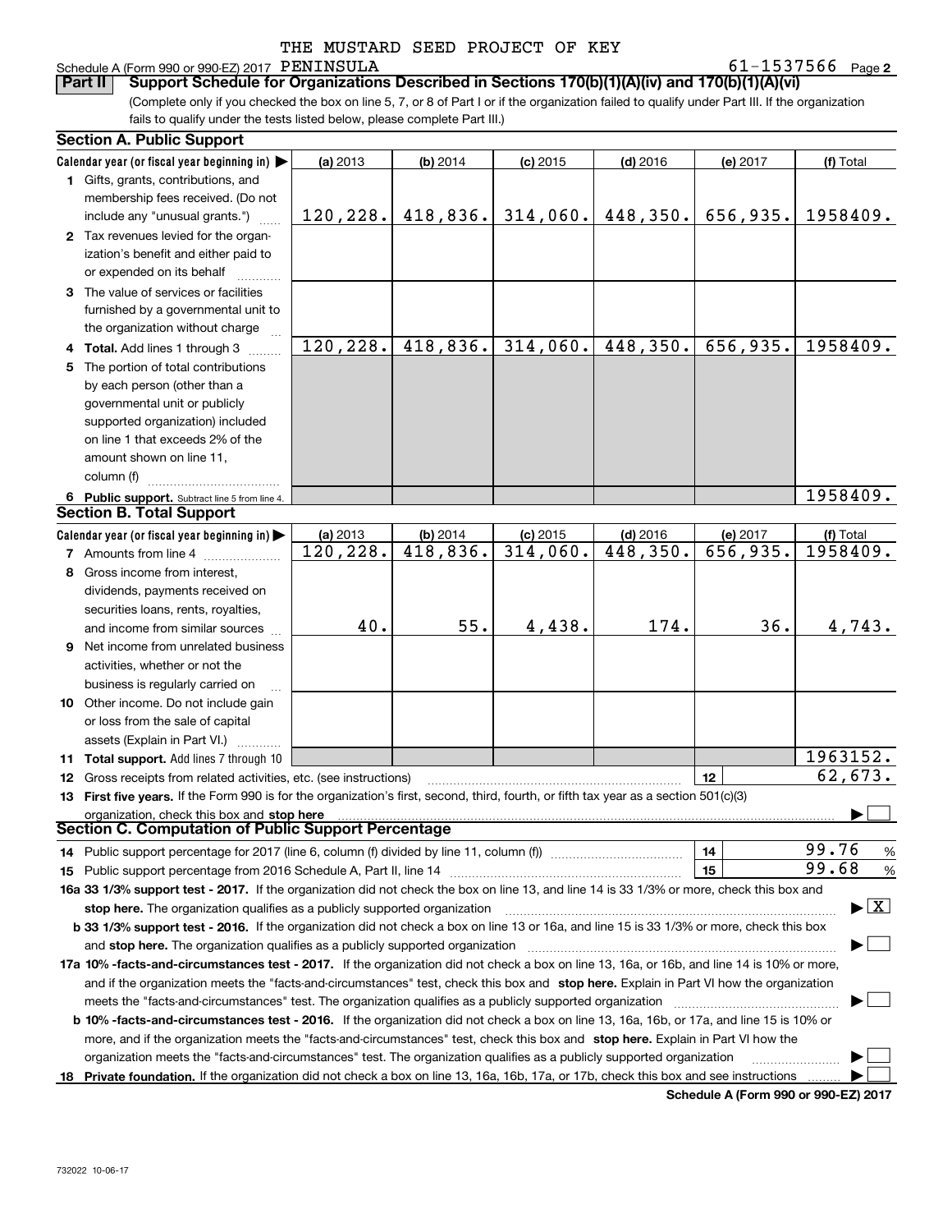THE MUSTARD SEED PROJECT OF KEY

Schedule A (Form 990 or 990-EZ) 2017 PENINSULA    61-1537566 Page 2

**Part II Support Schedule for Organizations Described in Sections 170(b)(1)(A)(iv) and 170(b)(1)(A)(vi)**

(Complete only if you checked the box on line 5, 7, or 8 of Part I or if the organization failed to qualify under Part III. If the organization fails to qualify under the tests listed below, please complete Part III.)

**Section A. Public Support**

| Calendar year (or fiscal year beginning in) ▶ | (a) 2013 | (b) 2014 | (c) 2015 | (d) 2016 | (e) 2017 | (f) Total |
|---|---|---|---|---|---|---|
| 1 Gifts, grants, contributions, and membership fees received. (Do not include any "unusual grants.") | 120,228. | 418,836. | 314,060. | 448,350. | 656,935. | 1958409. |
| 2 Tax revenues levied for the organization's benefit and either paid to or expended on its behalf | | | | | | |
| 3 The value of services or facilities furnished by a governmental unit to the organization without charge | | | | | | |
| 4 **Total.** Add lines 1 through 3 | 120,228. | 418,836. | 314,060. | 448,350. | 656,935. | 1958409. |
| 5 The portion of total contributions by each person (other than a governmental unit or publicly supported organization) included on line 1 that exceeds 2% of the amount shown on line 11, column (f) | | | | | | |
| 6 **Public support.** Subtract line 5 from line 4. | | | | | | 1958409. |

**Section B. Total Support**

| Calendar year (or fiscal year beginning in) ▶ | (a) 2013 | (b) 2014 | (c) 2015 | (d) 2016 | (e) 2017 | (f) Total |
|---|---|---|---|---|---|---|
| 7 Amounts from line 4 | 120,228. | 418,836. | 314,060. | 448,350. | 656,935. | 1958409. |
| 8 Gross income from interest, dividends, payments received on securities loans, rents, royalties, and income from similar sources | 40. | 55. | 4,438. | 174. | 36. | 4,743. |
| 9 Net income from unrelated business activities, whether or not the business is regularly carried on | | | | | | |
| 10 Other income. Do not include gain or loss from the sale of capital assets (Explain in Part VI.) | | | | | | |
| 11 **Total support.** Add lines 7 through 10 | | | | | | 1963152. |
| 12 Gross receipts from related activities, etc. (see instructions) | | | | | 12 | 62,673. |

13 **First five years.** If the Form 990 is for the organization's first, second, third, fourth, or fifth tax year as a section 501(c)(3) organization, check this box and **stop here** ▶ ☐

**Section C. Computation of Public Support Percentage**

14 Public support percentage for 2017 (line 6, column (f) divided by line 11, column (f)) | 14 | 99.76 %

15 Public support percentage from 2016 Schedule A, Part II, line 14 | 15 | 99.68 %

**16a 33 1/3% support test - 2017.** If the organization did not check the box on line 13, and line 14 is 33 1/3% or more, check this box and **stop here.** The organization qualifies as a publicly supported organization ▶ ☒

**b 33 1/3% support test - 2016.** If the organization did not check a box on line 13 or 16a, and line 15 is 33 1/3% or more, check this box and **stop here.** The organization qualifies as a publicly supported organization ▶ ☐

**17a 10% -facts-and-circumstances test - 2017.** If the organization did not check a box on line 13, 16a, or 16b, and line 14 is 10% or more, and if the organization meets the "facts-and-circumstances" test, check this box and **stop here.** Explain in Part VI how the organization meets the "facts-and-circumstances" test. The organization qualifies as a publicly supported organization ▶ ☐

**b 10% -facts-and-circumstances test - 2016.** If the organization did not check a box on line 13, 16a, 16b, or 17a, and line 15 is 10% or more, and if the organization meets the "facts-and-circumstances" test, check this box and **stop here.** Explain in Part VI how the organization meets the "facts-and-circumstances" test. The organization qualifies as a publicly supported organization ▶ ☐

**18 Private foundation.** If the organization did not check a box on line 13, 16a, 16b, 17a, or 17b, check this box and see instructions ▶ ☐

**Schedule A (Form 990 or 990-EZ) 2017**

732022 10-06-17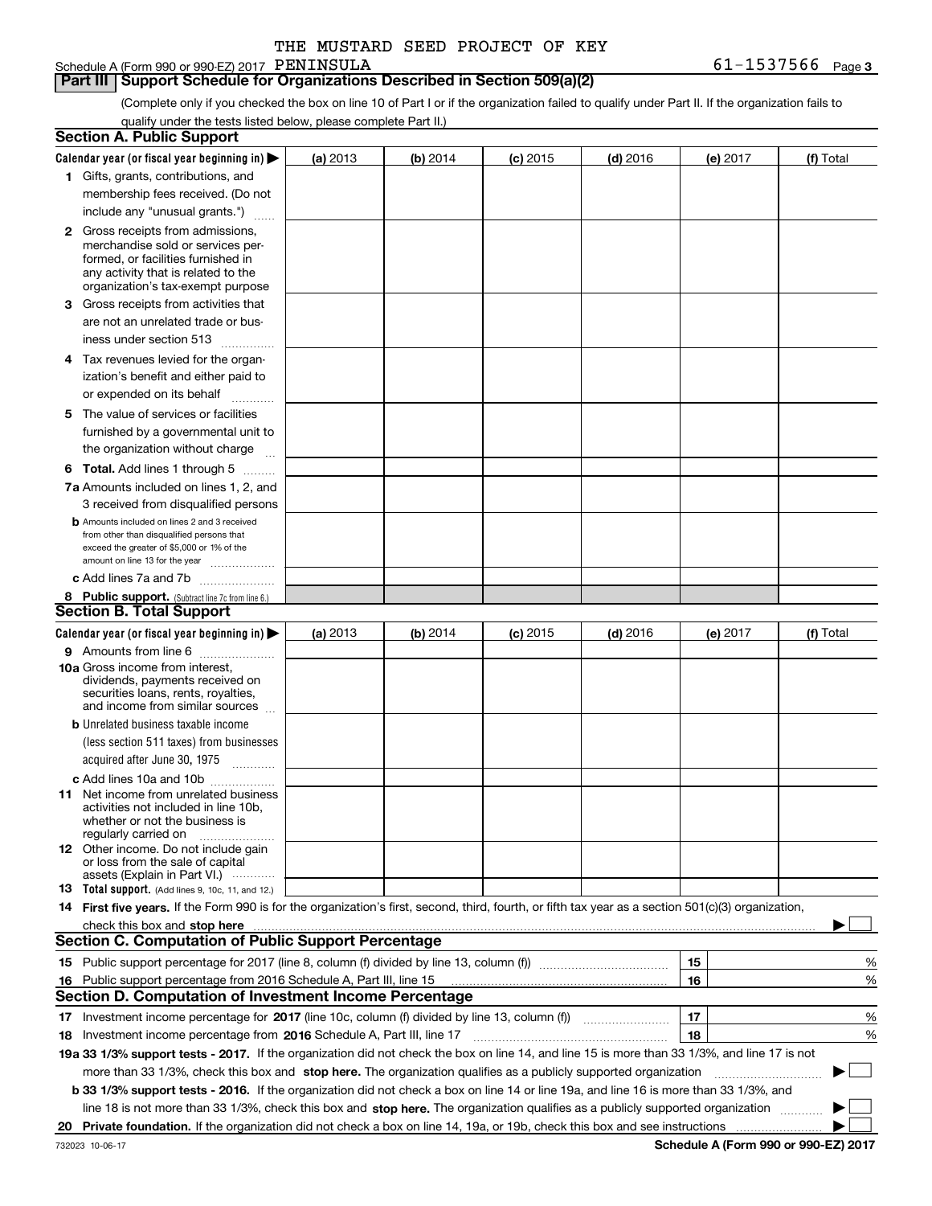THE MUSTARD SEED PROJECT OF KEY

Schedule A (Form 990 or 990-EZ) 2017 PENINSULA 61-1537566 Page 3

## Part III Support Schedule for Organizations Described in Section 509(a)(2)

(Complete only if you checked the box on line 10 of Part I or if the organization failed to qualify under Part II. If the organization fails to qualify under the tests listed below, please complete Part II.)

### Section A. Public Support

| Calendar year (or fiscal year beginning in) ▶ | (a) 2013 | (b) 2014 | (c) 2015 | (d) 2016 | (e) 2017 | (f) Total |
|---|---|---|---|---|---|---|
| 1 Gifts, grants, contributions, and membership fees received. (Do not include any "unusual grants.") | | | | | | |
| 2 Gross receipts from admissions, merchandise sold or services performed, or facilities furnished in any activity that is related to the organization's tax-exempt purpose | | | | | | |
| 3 Gross receipts from activities that are not an unrelated trade or business under section 513 | | | | | | |
| 4 Tax revenues levied for the organization's benefit and either paid to or expended on its behalf | | | | | | |
| 5 The value of services or facilities furnished by a governmental unit to the organization without charge | | | | | | |
| 6 Total. Add lines 1 through 5 | | | | | | |
| 7a Amounts included on lines 1, 2, and 3 received from disqualified persons | | | | | | |
| b Amounts included on lines 2 and 3 received from other than disqualified persons that exceed the greater of $5,000 or 1% of the amount on line 13 for the year | | | | | | |
| c Add lines 7a and 7b | | | | | | |
| 8 Public support. (Subtract line 7c from line 6.) | | | | | | |

### Section B. Total Support

| Calendar year (or fiscal year beginning in) ▶ | (a) 2013 | (b) 2014 | (c) 2015 | (d) 2016 | (e) 2017 | (f) Total |
|---|---|---|---|---|---|---|
| 9 Amounts from line 6 | | | | | | |
| 10a Gross income from interest, dividends, payments received on securities loans, rents, royalties, and income from similar sources | | | | | | |
| b Unrelated business taxable income (less section 511 taxes) from businesses acquired after June 30, 1975 | | | | | | |
| c Add lines 10a and 10b | | | | | | |
| 11 Net income from unrelated business activities not included in line 10b, whether or not the business is regularly carried on | | | | | | |
| 12 Other income. Do not include gain or loss from the sale of capital assets (Explain in Part VI.) | | | | | | |
| 13 Total support. (Add lines 9, 10c, 11, and 12.) | | | | | | |

**14 First five years.** If the Form 990 is for the organization's first, second, third, fourth, or fifth tax year as a section 501(c)(3) organization, check this box and **stop here** ▶ ☐

### Section C. Computation of Public Support Percentage

| | | | |
|---|---|---|---|
| 15 | Public support percentage for 2017 (line 8, column (f) divided by line 13, column (f)) | 15 | % |
| 16 | Public support percentage from 2016 Schedule A, Part III, line 15 | 16 | % |

### Section D. Computation of Investment Income Percentage

| | | | |
|---|---|---|---|
| 17 | Investment income percentage for **2017** (line 10c, column (f) divided by line 13, column (f)) | 17 | % |
| 18 | Investment income percentage from **2016** Schedule A, Part III, line 17 | 18 | % |

**19a 33 1/3% support tests - 2017.** If the organization did not check the box on line 14, and line 15 is more than 33 1/3%, and line 17 is not more than 33 1/3%, check this box and **stop here.** The organization qualifies as a publicly supported organization ▶ ☐

**b 33 1/3% support tests - 2016.** If the organization did not check a box on line 14 or line 19a, and line 16 is more than 33 1/3%, and line 18 is not more than 33 1/3%, check this box and **stop here.** The organization qualifies as a publicly supported organization ▶ ☐

**20 Private foundation.** If the organization did not check a box on line 14, 19a, or 19b, check this box and see instructions ▶ ☐

732023 10-06-17 **Schedule A (Form 990 or 990-EZ) 2017**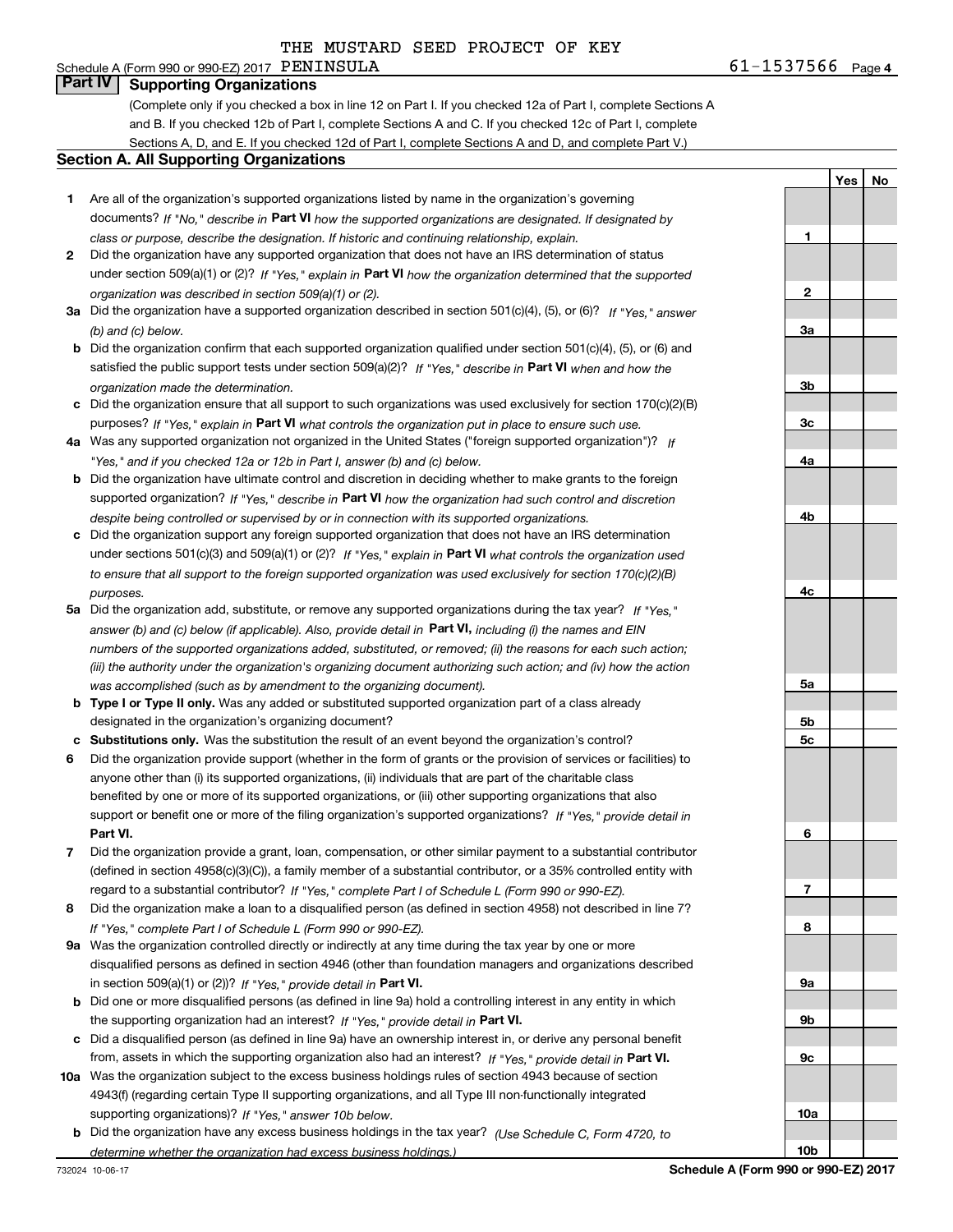THE MUSTARD SEED PROJECT OF KEY

Schedule A (Form 990 or 990-EZ) 2017 PENINSULA 61-1537566 Page 4

## Part IV Supporting Organizations

(Complete only if you checked a box in line 12 on Part I. If you checked 12a of Part I, complete Sections A and B. If you checked 12b of Part I, complete Sections A and C. If you checked 12c of Part I, complete Sections A, D, and E. If you checked 12d of Part I, complete Sections A and D, and complete Part V.)

### Section A. All Supporting Organizations

| | | Line | Yes | No |
|---|---|---|---|---|
| **1** | Are all of the organization's supported organizations listed by name in the organization's governing documents? *If "No," describe in* **Part VI** *how the supported organizations are designated. If designated by class or purpose, describe the designation. If historic and continuing relationship, explain.* | 1 | | |
| **2** | Did the organization have any supported organization that does not have an IRS determination of status under section 509(a)(1) or (2)? *If "Yes," explain in* **Part VI** *how the organization determined that the supported organization was described in section 509(a)(1) or (2).* | 2 | | |
| **3a** | Did the organization have a supported organization described in section 501(c)(4), (5), or (6)? *If "Yes," answer (b) and (c) below.* | 3a | | |
| **b** | Did the organization confirm that each supported organization qualified under section 501(c)(4), (5), or (6) and satisfied the public support tests under section 509(a)(2)? *If "Yes," describe in* **Part VI** *when and how the organization made the determination.* | 3b | | |
| **c** | Did the organization ensure that all support to such organizations was used exclusively for section 170(c)(2)(B) purposes? *If "Yes," explain in* **Part VI** *what controls the organization put in place to ensure such use.* | 3c | | |
| **4a** | Was any supported organization not organized in the United States ("foreign supported organization")? *If "Yes," and if you checked 12a or 12b in Part I, answer (b) and (c) below.* | 4a | | |
| **b** | Did the organization have ultimate control and discretion in deciding whether to make grants to the foreign supported organization? *If "Yes," describe in* **Part VI** *how the organization had such control and discretion despite being controlled or supervised by or in connection with its supported organizations.* | 4b | | |
| **c** | Did the organization support any foreign supported organization that does not have an IRS determination under sections 501(c)(3) and 509(a)(1) or (2)? *If "Yes," explain in* **Part VI** *what controls the organization used to ensure that all support to the foreign supported organization was used exclusively for section 170(c)(2)(B) purposes.* | 4c | | |
| **5a** | Did the organization add, substitute, or remove any supported organizations during the tax year? *If "Yes," answer (b) and (c) below (if applicable). Also, provide detail in* **Part VI,** *including (i) the names and EIN numbers of the supported organizations added, substituted, or removed; (ii) the reasons for each such action; (iii) the authority under the organization's organizing document authorizing such action; and (iv) how the action was accomplished (such as by amendment to the organizing document).* | 5a | | |
| **b** | **Type I or Type II only.** Was any added or substituted supported organization part of a class already designated in the organization's organizing document? | 5b | | |
| **c** | **Substitutions only.** Was the substitution the result of an event beyond the organization's control? | 5c | | |
| **6** | Did the organization provide support (whether in the form of grants or the provision of services or facilities) to anyone other than (i) its supported organizations, (ii) individuals that are part of the charitable class benefited by one or more of its supported organizations, or (iii) other supporting organizations that also support or benefit one or more of the filing organization's supported organizations? *If "Yes," provide detail in* **Part VI.** | 6 | | |
| **7** | Did the organization provide a grant, loan, compensation, or other similar payment to a substantial contributor (defined in section 4958(c)(3)(C)), a family member of a substantial contributor, or a 35% controlled entity with regard to a substantial contributor? *If "Yes," complete Part I of Schedule L (Form 990 or 990-EZ).* | 7 | | |
| **8** | Did the organization make a loan to a disqualified person (as defined in section 4958) not described in line 7? *If "Yes," complete Part I of Schedule L (Form 990 or 990-EZ).* | 8 | | |
| **9a** | Was the organization controlled directly or indirectly at any time during the tax year by one or more disqualified persons as defined in section 4946 (other than foundation managers and organizations described in section 509(a)(1) or (2))? *If "Yes," provide detail in* **Part VI.** | 9a | | |
| **b** | Did one or more disqualified persons (as defined in line 9a) hold a controlling interest in any entity in which the supporting organization had an interest? *If "Yes," provide detail in* **Part VI.** | 9b | | |
| **c** | Did a disqualified person (as defined in line 9a) have an ownership interest in, or derive any personal benefit from, assets in which the supporting organization also had an interest? *If "Yes," provide detail in* **Part VI.** | 9c | | |
| **10a** | Was the organization subject to the excess business holdings rules of section 4943 because of section 4943(f) (regarding certain Type II supporting organizations, and all Type III non-functionally integrated supporting organizations)? *If "Yes," answer 10b below.* | 10a | | |
| **b** | Did the organization have any excess business holdings in the tax year? *(Use Schedule C, Form 4720, to determine whether the organization had excess business holdings.)* | 10b | | |

732024 10-06-17 **Schedule A (Form 990 or 990-EZ) 2017**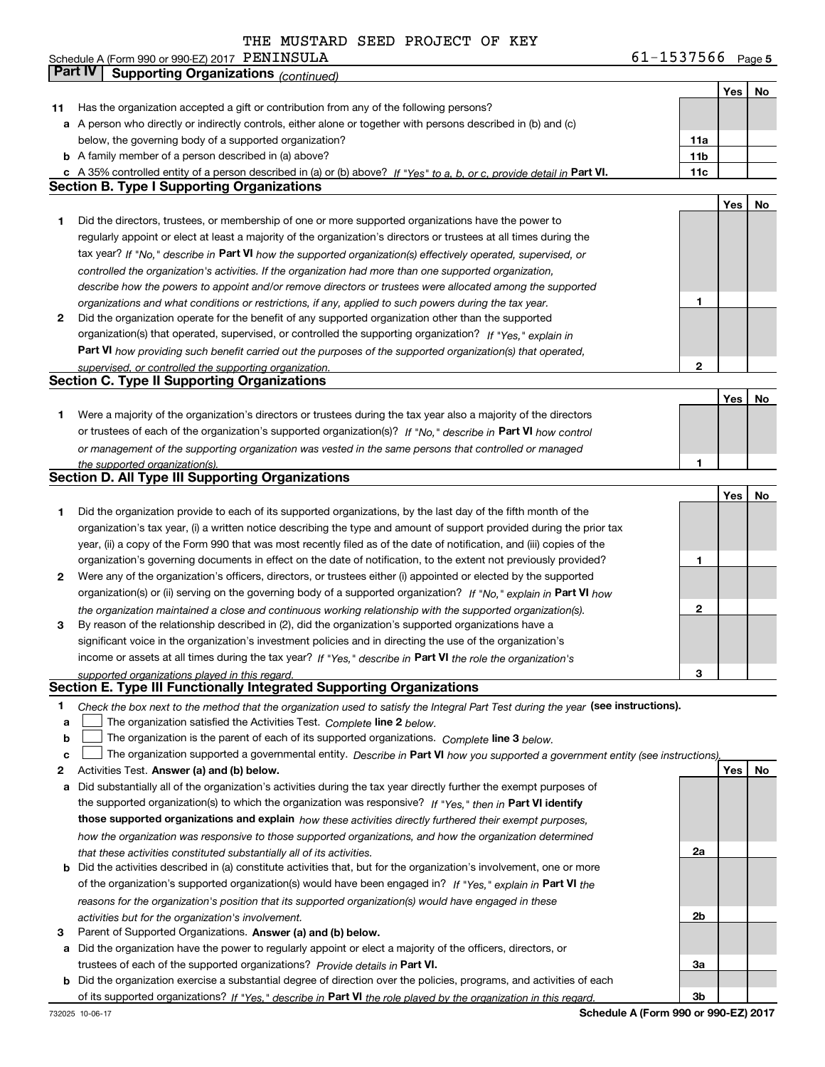Schedule A (Form 990 or 990-EZ) 2017 THE MUSTARD SEED PROJECT OF KEY PENINSULA 61-1537566

## Part IV Supporting Organizations *(continued)*

| | | | Yes | No |
|---|---|---|---|---|
| **11** | Has the organization accepted a gift or contribution from any of the following persons? | | | |
| **a** | A person who directly or indirectly controls, either alone or together with persons described in (b) and (c) below, the governing body of a supported organization? | **11a** | | |
| **b** | A family member of a person described in (a) above? | **11b** | | |
| **c** | A 35% controlled entity of a person described in (a) or (b) above? *If "Yes" to a, b, or c, provide detail in* **Part VI.** | **11c** | | |

### Section B. Type I Supporting Organizations

| | | | Yes | No |
|---|---|---|---|---|
| **1** | Did the directors, trustees, or membership of one or more supported organizations have the power to regularly appoint or elect at least a majority of the organization's directors or trustees at all times during the tax year? *If "No," describe in* **Part VI** *how the supported organization(s) effectively operated, supervised, or controlled the organization's activities. If the organization had more than one supported organization, describe how the powers to appoint and/or remove directors or trustees were allocated among the supported organizations and what conditions or restrictions, if any, applied to such powers during the tax year.* | **1** | | |
| **2** | Did the organization operate for the benefit of any supported organization other than the supported organization(s) that operated, supervised, or controlled the supporting organization? *If "Yes," explain in* **Part VI** *how providing such benefit carried out the purposes of the supported organization(s) that operated, supervised, or controlled the supporting organization.* | **2** | | |

### Section C. Type II Supporting Organizations

| | | | Yes | No |
|---|---|---|---|---|
| **1** | Were a majority of the organization's directors or trustees during the tax year also a majority of the directors or trustees of each of the organization's supported organization(s)? *If "No," describe in* **Part VI** *how control or management of the supporting organization was vested in the same persons that controlled or managed the supported organization(s).* | **1** | | |

### Section D. All Type III Supporting Organizations

| | | | Yes | No |
|---|---|---|---|---|
| **1** | Did the organization provide to each of its supported organizations, by the last day of the fifth month of the organization's tax year, (i) a written notice describing the type and amount of support provided during the prior tax year, (ii) a copy of the Form 990 that was most recently filed as of the date of notification, and (iii) copies of the organization's governing documents in effect on the date of notification, to the extent not previously provided? | **1** | | |
| **2** | Were any of the organization's officers, directors, or trustees either (i) appointed or elected by the supported organization(s) or (ii) serving on the governing body of a supported organization? *If "No," explain in* **Part VI** *how the organization maintained a close and continuous working relationship with the supported organization(s).* | **2** | | |
| **3** | By reason of the relationship described in (2), did the organization's supported organizations have a significant voice in the organization's investment policies and in directing the use of the organization's income or assets at all times during the tax year? *If "Yes," describe in* **Part VI** *the role the organization's supported organizations played in this regard.* | **3** | | |

### Section E. Type III Functionally Integrated Supporting Organizations

**1** *Check the box next to the method that the organization used to satisfy the Integral Part Test during the year* **(see instructions).**

- **a** ☐ The organization satisfied the Activities Test. *Complete* **line 2** *below.*
- **b** ☐ The organization is the parent of each of its supported organizations. *Complete* **line 3** *below.*
- **c** ☐ The organization supported a governmental entity. *Describe in* **Part VI** *how you supported a government entity (see instructions).*

| | | | Yes | No |
|---|---|---|---|---|
| **2** | Activities Test. **Answer (a) and (b) below.** | | | |
| **a** | Did substantially all of the organization's activities during the tax year directly further the exempt purposes of the supported organization(s) to which the organization was responsive? *If "Yes," then in* **Part VI identify those supported organizations and explain** *how these activities directly furthered their exempt purposes, how the organization was responsive to those supported organizations, and how the organization determined that these activities constituted substantially all of its activities.* | **2a** | | |
| **b** | Did the activities described in (a) constitute activities that, but for the organization's involvement, one or more of the organization's supported organization(s) would have been engaged in? *If "Yes," explain in* **Part VI** *the reasons for the organization's position that its supported organization(s) would have engaged in these activities but for the organization's involvement.* | **2b** | | |
| **3** | Parent of Supported Organizations. **Answer (a) and (b) below.** | | | |
| **a** | Did the organization have the power to regularly appoint or elect a majority of the officers, directors, or trustees of each of the supported organizations? *Provide details in* **Part VI.** | **3a** | | |
| **b** | Did the organization exercise a substantial degree of direction over the policies, programs, and activities of each of its supported organizations? *If "Yes," describe in* **Part VI** *the role played by the organization in this regard.* | **3b** | | |

**Schedule A (Form 990 or 990-EZ) 2017**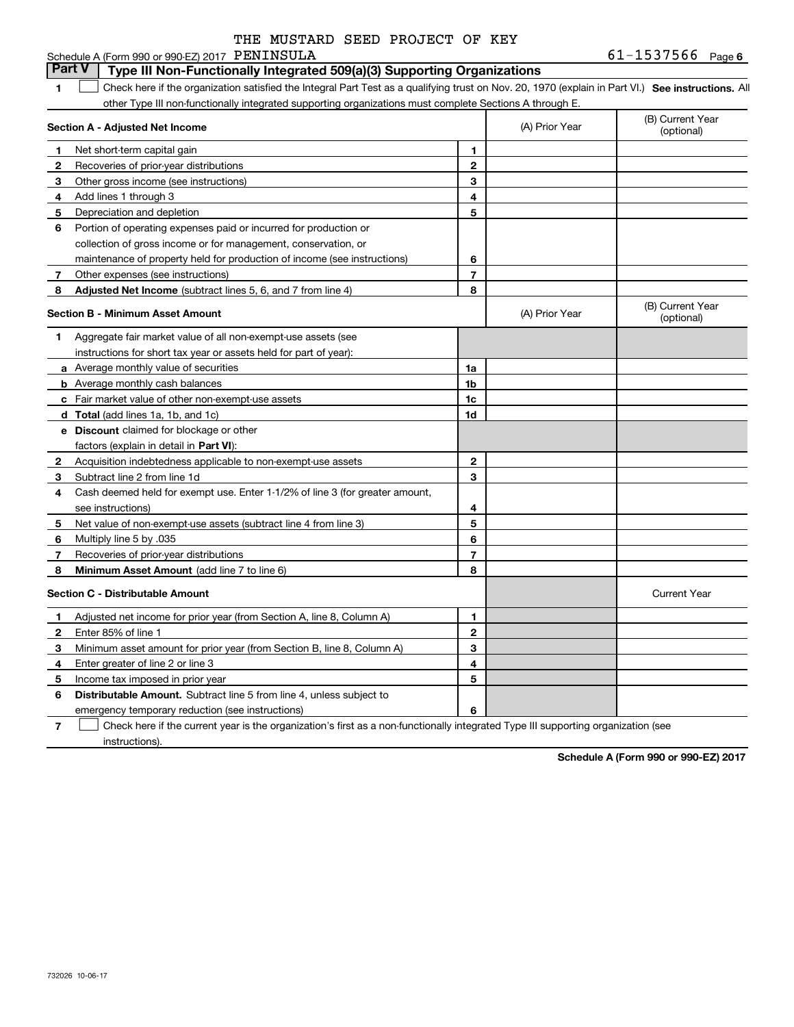THE MUSTARD SEED PROJECT OF KEY

Schedule A (Form 990 or 990-EZ) 2017 PENINSULA 61-1537566 Page 6

## Part V Type III Non-Functionally Integrated 509(a)(3) Supporting Organizations

**1** ☐ Check here if the organization satisfied the Integral Part Test as a qualifying trust on Nov. 20, 1970 (explain in Part VI.) **See instructions.** All other Type III non-functionally integrated supporting organizations must complete Sections A through E.

| **Section A - Adjusted Net Income** | | | (A) Prior Year | (B) Current Year (optional) |
|---|---|---|---|---|
| 1 | Net short-term capital gain | 1 | | |
| 2 | Recoveries of prior-year distributions | 2 | | |
| 3 | Other gross income (see instructions) | 3 | | |
| 4 | Add lines 1 through 3 | 4 | | |
| 5 | Depreciation and depletion | 5 | | |
| 6 | Portion of operating expenses paid or incurred for production or collection of gross income or for management, conservation, or maintenance of property held for production of income (see instructions) | 6 | | |
| 7 | Other expenses (see instructions) | 7 | | |
| 8 | **Adjusted Net Income** (subtract lines 5, 6, and 7 from line 4) | 8 | | |

| **Section B - Minimum Asset Amount** | | | (A) Prior Year | (B) Current Year (optional) |
|---|---|---|---|---|
| 1 | Aggregate fair market value of all non-exempt-use assets (see instructions for short tax year or assets held for part of year): | | | |
| a | Average monthly value of securities | 1a | | |
| b | Average monthly cash balances | 1b | | |
| c | Fair market value of other non-exempt-use assets | 1c | | |
| d | **Total** (add lines 1a, 1b, and 1c) | 1d | | |
| e | **Discount** claimed for blockage or other factors (explain in detail in **Part VI**): | | | |
| 2 | Acquisition indebtedness applicable to non-exempt-use assets | 2 | | |
| 3 | Subtract line 2 from line 1d | 3 | | |
| 4 | Cash deemed held for exempt use. Enter 1-1/2% of line 3 (for greater amount, see instructions) | 4 | | |
| 5 | Net value of non-exempt-use assets (subtract line 4 from line 3) | 5 | | |
| 6 | Multiply line 5 by .035 | 6 | | |
| 7 | Recoveries of prior-year distributions | 7 | | |
| 8 | **Minimum Asset Amount** (add line 7 to line 6) | 8 | | |

| **Section C - Distributable Amount** | | | | Current Year |
|---|---|---|---|---|
| 1 | Adjusted net income for prior year (from Section A, line 8, Column A) | 1 | | |
| 2 | Enter 85% of line 1 | 2 | | |
| 3 | Minimum asset amount for prior year (from Section B, line 8, Column A) | 3 | | |
| 4 | Enter greater of line 2 or line 3 | 4 | | |
| 5 | Income tax imposed in prior year | 5 | | |
| 6 | **Distributable Amount.** Subtract line 5 from line 4, unless subject to emergency temporary reduction (see instructions) | 6 | | |

**7** ☐ Check here if the current year is the organization's first as a non-functionally integrated Type III supporting organization (see instructions).

**Schedule A (Form 990 or 990-EZ) 2017**

732026 10-06-17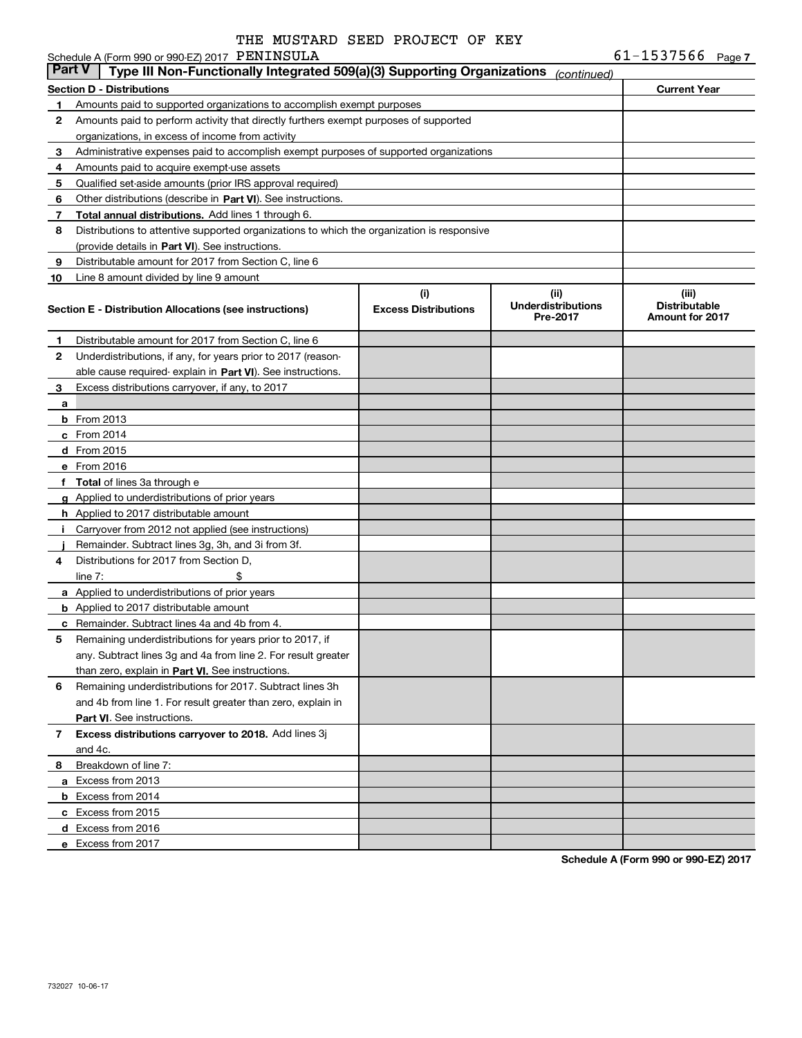THE MUSTARD SEED PROJECT OF KEY

Schedule A (Form 990 or 990-EZ) 2017 PENINSULA 61-1537566 Page 7

## Part V Type III Non-Functionally Integrated 509(a)(3) Supporting Organizations *(continued)*

| Section D - Distributions | | Current Year |
|---|---|---|
| 1 | Amounts paid to supported organizations to accomplish exempt purposes | |
| 2 | Amounts paid to perform activity that directly furthers exempt purposes of supported organizations, in excess of income from activity | |
| 3 | Administrative expenses paid to accomplish exempt purposes of supported organizations | |
| 4 | Amounts paid to acquire exempt-use assets | |
| 5 | Qualified set-aside amounts (prior IRS approval required) | |
| 6 | Other distributions (describe in **Part VI**). See instructions. | |
| 7 | **Total annual distributions.** Add lines 1 through 6. | |
| 8 | Distributions to attentive supported organizations to which the organization is responsive (provide details in **Part VI**). See instructions. | |
| 9 | Distributable amount for 2017 from Section C, line 6 | |
| 10 | Line 8 amount divided by line 9 amount | |

| | Section E - Distribution Allocations (see instructions) | (i) Excess Distributions | (ii) Underdistributions Pre-2017 | (iii) Distributable Amount for 2017 |
|---|---|---|---|---|
| 1 | Distributable amount for 2017 from Section C, line 6 | | | |
| 2 | Underdistributions, if any, for years prior to 2017 (reasonable cause required- explain in **Part VI**). See instructions. | | | |
| 3 | Excess distributions carryover, if any, to 2017 | | | |
| a | | | | |
| b | From 2013 | | | |
| c | From 2014 | | | |
| d | From 2015 | | | |
| e | From 2016 | | | |
| f | **Total** of lines 3a through e | | | |
| g | Applied to underdistributions of prior years | | | |
| h | Applied to 2017 distributable amount | | | |
| i | Carryover from 2012 not applied (see instructions) | | | |
| j | Remainder. Subtract lines 3g, 3h, and 3i from 3f. | | | |
| 4 | Distributions for 2017 from Section D, line 7: $ | | | |
| a | Applied to underdistributions of prior years | | | |
| b | Applied to 2017 distributable amount | | | |
| c | Remainder. Subtract lines 4a and 4b from 4. | | | |
| 5 | Remaining underdistributions for years prior to 2017, if any. Subtract lines 3g and 4a from line 2. For result greater than zero, explain in **Part VI.** See instructions. | | | |
| 6 | Remaining underdistributions for 2017. Subtract lines 3h and 4b from line 1. For result greater than zero, explain in **Part VI**. See instructions. | | | |
| 7 | **Excess distributions carryover to 2018.** Add lines 3j and 4c. | | | |
| 8 | Breakdown of line 7: | | | |
| a | Excess from 2013 | | | |
| b | Excess from 2014 | | | |
| c | Excess from 2015 | | | |
| d | Excess from 2016 | | | |
| e | Excess from 2017 | | | |

**Schedule A (Form 990 or 990-EZ) 2017**

732027 10-06-17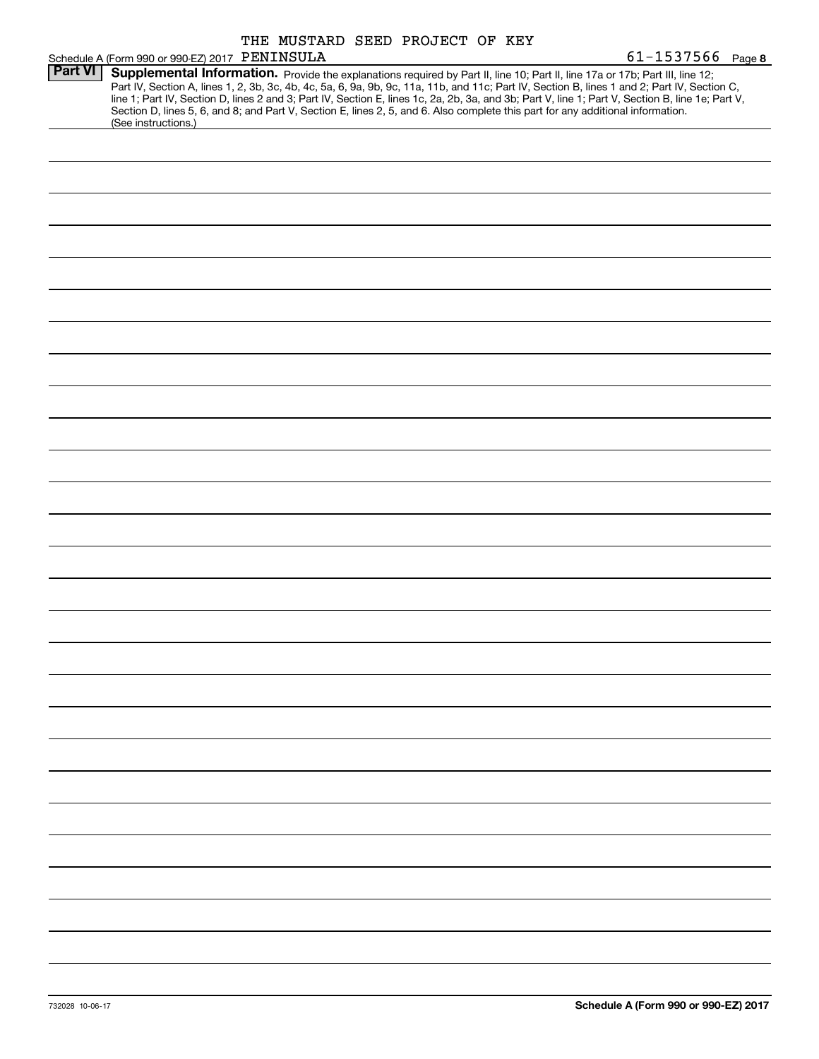THE MUSTARD SEED PROJECT OF KEY PENINSULA

Schedule A (Form 990 or 990-EZ) 2017 61-1537566 Page 8

**Part VI** **Supplemental Information.** Provide the explanations required by Part II, line 10; Part II, line 17a or 17b; Part III, line 12; Part IV, Section A, lines 1, 2, 3b, 3c, 4b, 4c, 5a, 6, 9a, 9b, 9c, 11a, 11b, and 11c; Part IV, Section B, lines 1 and 2; Part IV, Section C, line 1; Part IV, Section D, lines 2 and 3; Part IV, Section E, lines 1c, 2a, 2b, 3a, and 3b; Part V, line 1; Part V, Section B, line 1e; Part V, Section D, lines 5, 6, and 8; and Part V, Section E, lines 2, 5, and 6. Also complete this part for any additional information. (See instructions.)

732028 10-06-17

**Schedule A (Form 990 or 990-EZ) 2017**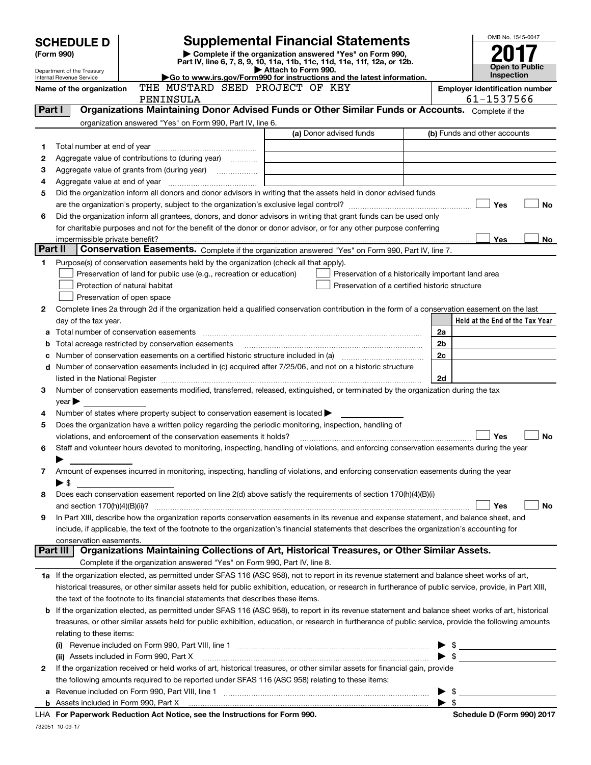# SCHEDULE D (Form 990)

Department of the Treasury
Internal Revenue Service

## Supplemental Financial Statements

▶ Complete if the organization answered "Yes" on Form 990, Part IV, line 6, 7, 8, 9, 10, 11a, 11b, 11c, 11d, 11e, 11f, 12a, or 12b.

▶ Attach to Form 990.

▶Go to www.irs.gov/Form990 for instructions and the latest information.

OMB No. 1545-0047

**2017**

**Open to Public Inspection**

Name of the organization: THE MUSTARD SEED PROJECT OF KEY PENINSULA

Employer identification number: 61-1537566

## Part I Organizations Maintaining Donor Advised Funds or Other Similar Funds or Accounts.

Complete if the organization answered "Yes" on Form 990, Part IV, line 6.

| | | (a) Donor advised funds | (b) Funds and other accounts |
|---|---|---|---|
| 1 | Total number at end of year | | |
| 2 | Aggregate value of contributions to (during year) | | |
| 3 | Aggregate value of grants from (during year) | | |
| 4 | Aggregate value at end of year | | |

5 Did the organization inform all donors and donor advisors in writing that the assets held in donor advised funds are the organization's property, subject to the organization's exclusive legal control? ☐ Yes ☐ No

6 Did the organization inform all grantees, donors, and donor advisors in writing that grant funds can be used only for charitable purposes and not for the benefit of the donor or donor advisor, or for any other purpose conferring impermissible private benefit? ☐ Yes ☐ No

## Part II Conservation Easements.

Complete if the organization answered "Yes" on Form 990, Part IV, line 7.

1 Purpose(s) of conservation easements held by the organization (check all that apply).

- ☐ Preservation of land for public use (e.g., recreation or education)
- ☐ Preservation of a historically important land area
- ☐ Protection of natural habitat
- ☐ Preservation of a certified historic structure
- ☐ Preservation of open space

2 Complete lines 2a through 2d if the organization held a qualified conservation contribution in the form of a conservation easement on the last day of the tax year.

| | | | Held at the End of the Tax Year |
|---|---|---|---|
| a | Total number of conservation easements | 2a | |
| b | Total acreage restricted by conservation easements | 2b | |
| c | Number of conservation easements on a certified historic structure included in (a) | 2c | |
| d | Number of conservation easements included in (c) acquired after 7/25/06, and not on a historic structure listed in the National Register | 2d | |

3 Number of conservation easements modified, transferred, released, extinguished, or terminated by the organization during the tax year ▶

4 Number of states where property subject to conservation easement is located ▶

5 Does the organization have a written policy regarding the periodic monitoring, inspection, handling of violations, and enforcement of the conservation easements it holds? ☐ Yes ☐ No

6 Staff and volunteer hours devoted to monitoring, inspecting, handling of violations, and enforcing conservation easements during the year ▶

7 Amount of expenses incurred in monitoring, inspecting, handling of violations, and enforcing conservation easements during the year ▶ $

8 Does each conservation easement reported on line 2(d) above satisfy the requirements of section 170(h)(4)(B)(i) and section 170(h)(4)(B)(ii)? ☐ Yes ☐ No

9 In Part XIII, describe how the organization reports conservation easements in its revenue and expense statement, and balance sheet, and include, if applicable, the text of the footnote to the organization's financial statements that describes the organization's accounting for conservation easements.

## Part III Organizations Maintaining Collections of Art, Historical Treasures, or Other Similar Assets.

Complete if the organization answered "Yes" on Form 990, Part IV, line 8.

1a If the organization elected, as permitted under SFAS 116 (ASC 958), not to report in its revenue statement and balance sheet works of art, historical treasures, or other similar assets held for public exhibition, education, or research in furtherance of public service, provide, in Part XIII, the text of the footnote to its financial statements that describes these items.

b If the organization elected, as permitted under SFAS 116 (ASC 958), to report in its revenue statement and balance sheet works of art, historical treasures, or other similar assets held for public exhibition, education, or research in furtherance of public service, provide the following amounts relating to these items:

(i) Revenue included on Form 990, Part VIII, line 1 ▶ $

(ii) Assets included in Form 990, Part X ▶ $

2 If the organization received or held works of art, historical treasures, or other similar assets for financial gain, provide the following amounts required to be reported under SFAS 116 (ASC 958) relating to these items:

a Revenue included on Form 990, Part VIII, line 1 ▶ $

b Assets included in Form 990, Part X ▶ $

LHA For Paperwork Reduction Act Notice, see the Instructions for Form 990. Schedule D (Form 990) 2017

732051 10-09-17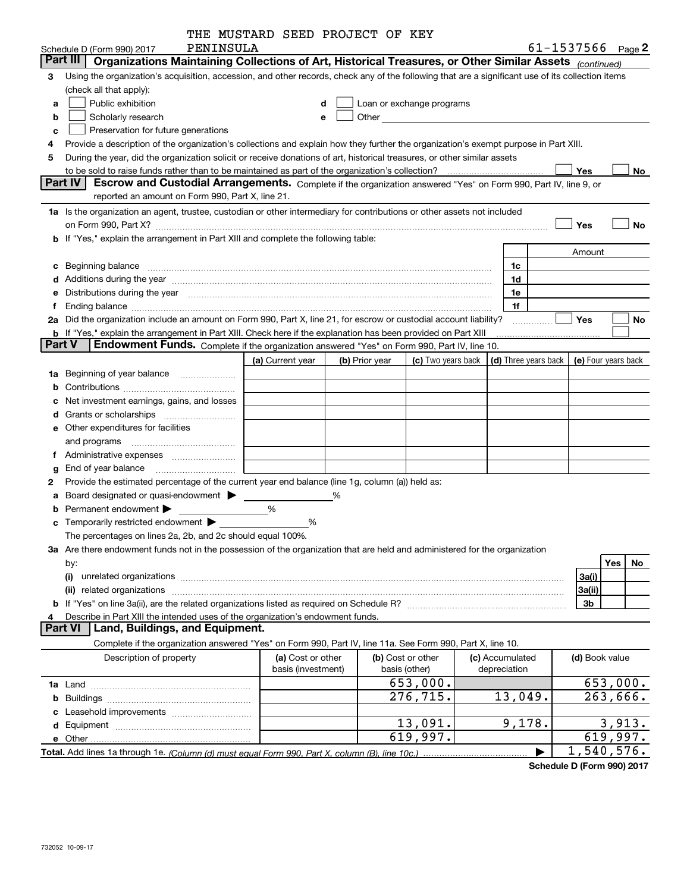THE MUSTARD SEED PROJECT OF KEY PENINSULA

Schedule D (Form 990) 2017 61-1537566 Page 2

## Part III Organizations Maintaining Collections of Art, Historical Treasures, or Other Similar Assets *(continued)*

3 Using the organization's acquisition, accession, and other records, check any of the following that are a significant use of its collection items (check all that apply):

a ☐ Public exhibition
b ☐ Scholarly research
c ☐ Preservation for future generations
d ☐ Loan or exchange programs
e ☐ Other

4 Provide a description of the organization's collections and explain how they further the organization's exempt purpose in Part XIII.

5 During the year, did the organization solicit or receive donations of art, historical treasures, or other similar assets to be sold to raise funds rather than to be maintained as part of the organization's collection? ☐ Yes ☐ No

## Part IV Escrow and Custodial Arrangements.

Complete if the organization answered "Yes" on Form 990, Part IV, line 9, or reported an amount on Form 990, Part X, line 21.

1a Is the organization an agent, trustee, custodian or other intermediary for contributions or other assets not included on Form 990, Part X? ☐ Yes ☐ No

b If "Yes," explain the arrangement in Part XIII and complete the following table:

| | | Amount |
|---|---|---|
| c Beginning balance | 1c | |
| d Additions during the year | 1d | |
| e Distributions during the year | 1e | |
| f Ending balance | 1f | |

2a Did the organization include an amount on Form 990, Part X, line 21, for escrow or custodial account liability? ☐ Yes ☐ No

b If "Yes," explain the arrangement in Part XIII. Check here if the explanation has been provided on Part XIII ☐

## Part V Endowment Funds.

Complete if the organization answered "Yes" on Form 990, Part IV, line 10.

| | (a) Current year | (b) Prior year | (c) Two years back | (d) Three years back | (e) Four years back |
|---|---|---|---|---|---|
| 1a Beginning of year balance | | | | | |
| b Contributions | | | | | |
| c Net investment earnings, gains, and losses | | | | | |
| d Grants or scholarships | | | | | |
| e Other expenditures for facilities and programs | | | | | |
| f Administrative expenses | | | | | |
| g End of year balance | | | | | |

2 Provide the estimated percentage of the current year end balance (line 1g, column (a)) held as:

a Board designated or quasi-endowment ▶ ______ %
b Permanent endowment ▶ ______ %
c Temporarily restricted endowment ▶ ______ %

The percentages on lines 2a, 2b, and 2c should equal 100%.

3a Are there endowment funds not in the possession of the organization that are held and administered for the organization by:

| | | Yes | No |
|---|---|---|---|
| (i) unrelated organizations | 3a(i) | | |
| (ii) related organizations | 3a(ii) | | |
| b If "Yes" on line 3a(ii), are the related organizations listed as required on Schedule R? | 3b | | |

4 Describe in Part XIII the intended uses of the organization's endowment funds.

## Part VI Land, Buildings, and Equipment.

Complete if the organization answered "Yes" on Form 990, Part IV, line 11a. See Form 990, Part X, line 10.

| Description of property | (a) Cost or other basis (investment) | (b) Cost or other basis (other) | (c) Accumulated depreciation | (d) Book value |
|---|---|---|---|---|
| 1a Land | | 653,000. | | 653,000. |
| b Buildings | | 276,715. | 13,049. | 263,666. |
| c Leasehold improvements | | | | |
| d Equipment | | 13,091. | 9,178. | 3,913. |
| e Other | | 619,997. | | 619,997. |
| **Total.** Add lines 1a through 1e. *(Column (d) must equal Form 990, Part X, column (B), line 10c.)* ▶ | | | | 1,540,576. |

**Schedule D (Form 990) 2017**

732052 10-09-17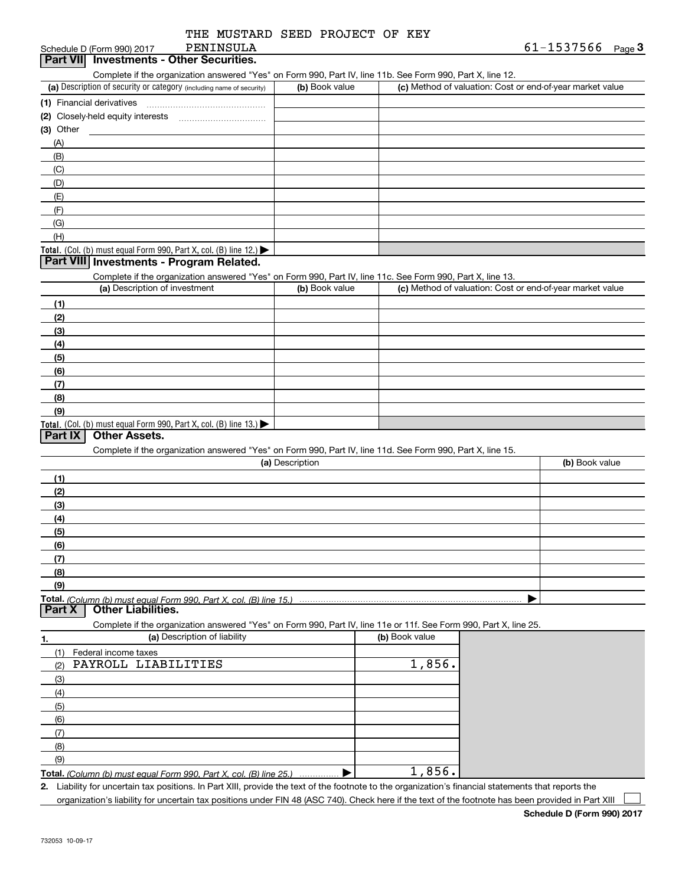THE MUSTARD SEED PROJECT OF KEY PENINSULA

Schedule D (Form 990) 2017 61-1537566 Page **3**

## Part VII Investments - Other Securities.

Complete if the organization answered "Yes" on Form 990, Part IV, line 11b. See Form 990, Part X, line 12.

| (a) Description of security or category (including name of security) | (b) Book value | (c) Method of valuation: Cost or end-of-year market value |
|---|---|---|
| (1) Financial derivatives | | |
| (2) Closely-held equity interests | | |
| (3) Other | | |
| (A) | | |
| (B) | | |
| (C) | | |
| (D) | | |
| (E) | | |
| (F) | | |
| (G) | | |
| (H) | | |
| **Total.** (Col. (b) must equal Form 990, Part X, col. (B) line 12.) ▶ | | |

## Part VIII Investments - Program Related.

Complete if the organization answered "Yes" on Form 990, Part IV, line 11c. See Form 990, Part X, line 13.

| (a) Description of investment | (b) Book value | (c) Method of valuation: Cost or end-of-year market value |
|---|---|---|
| (1) | | |
| (2) | | |
| (3) | | |
| (4) | | |
| (5) | | |
| (6) | | |
| (7) | | |
| (8) | | |
| (9) | | |
| **Total.** (Col. (b) must equal Form 990, Part X, col. (B) line 13.) ▶ | | |

## Part IX Other Assets.

Complete if the organization answered "Yes" on Form 990, Part IV, line 11d. See Form 990, Part X, line 15.

| (a) Description | (b) Book value |
|---|---|
| (1) | |
| (2) | |
| (3) | |
| (4) | |
| (5) | |
| (6) | |
| (7) | |
| (8) | |
| (9) | |
| **Total.** *(Column (b) must equal Form 990, Part X, col. (B) line 15.)* ▶ | |

## Part X Other Liabilities.

Complete if the organization answered "Yes" on Form 990, Part IV, line 11e or 11f. See Form 990, Part X, line 25.

| 1. (a) Description of liability | (b) Book value |
|---|---|
| (1) Federal income taxes | |
| (2) PAYROLL LIABILITIES | 1,856. |
| (3) | |
| (4) | |
| (5) | |
| (6) | |
| (7) | |
| (8) | |
| (9) | |
| **Total.** *(Column (b) must equal Form 990, Part X, col. (B) line 25.)* ▶ | 1,856. |

**2.** Liability for uncertain tax positions. In Part XIII, provide the text of the footnote to the organization's financial statements that reports the organization's liability for uncertain tax positions under FIN 48 (ASC 740). Check here if the text of the footnote has been provided in Part XIII ☐

**Schedule D (Form 990) 2017**

732053 10-09-17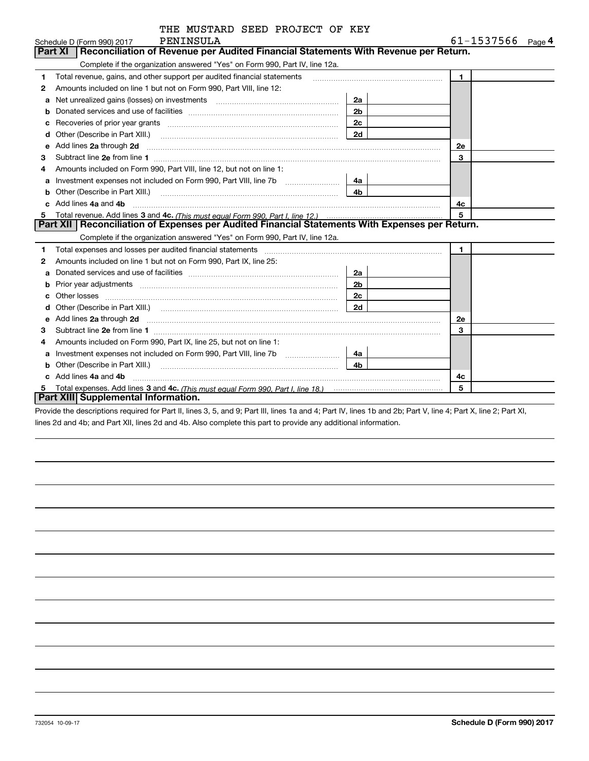THE MUSTARD SEED PROJECT OF KEY PENINSULA

Schedule D (Form 990) 2017 61-1537566 Page 4

## Part XI Reconciliation of Revenue per Audited Financial Statements With Revenue per Return.

Complete if the organization answered "Yes" on Form 990, Part IV, line 12a.

| | | | | | |
|---|---|---|---|---|---|
| 1 | Total revenue, gains, and other support per audited financial statements | | | 1 | |
| 2 | Amounts included on line 1 but not on Form 990, Part VIII, line 12: | | | | |
| a | Net unrealized gains (losses) on investments | 2a | | | |
| b | Donated services and use of facilities | 2b | | | |
| c | Recoveries of prior year grants | 2c | | | |
| d | Other (Describe in Part XIII.) | 2d | | | |
| e | Add lines **2a** through **2d** | | | 2e | |
| 3 | Subtract line **2e** from line **1** | | | 3 | |
| 4 | Amounts included on Form 990, Part VIII, line 12, but not on line 1: | | | | |
| a | Investment expenses not included on Form 990, Part VIII, line 7b | 4a | | | |
| b | Other (Describe in Part XIII.) | 4b | | | |
| c | Add lines **4a** and **4b** | | | 4c | |
| 5 | Total revenue. Add lines **3** and **4c.** *(This must equal Form 990, Part I, line 12.)* | | | 5 | |

## Part XII Reconciliation of Expenses per Audited Financial Statements With Expenses per Return.

Complete if the organization answered "Yes" on Form 990, Part IV, line 12a.

| | | | | | |
|---|---|---|---|---|---|
| 1 | Total expenses and losses per audited financial statements | | | 1 | |
| 2 | Amounts included on line 1 but not on Form 990, Part IX, line 25: | | | | |
| a | Donated services and use of facilities | 2a | | | |
| b | Prior year adjustments | 2b | | | |
| c | Other losses | 2c | | | |
| d | Other (Describe in Part XIII.) | 2d | | | |
| e | Add lines **2a** through **2d** | | | 2e | |
| 3 | Subtract line **2e** from line **1** | | | 3 | |
| 4 | Amounts included on Form 990, Part IX, line 25, but not on line 1: | | | | |
| a | Investment expenses not included on Form 990, Part VIII, line 7b | 4a | | | |
| b | Other (Describe in Part XIII.) | 4b | | | |
| c | Add lines **4a** and **4b** | | | 4c | |
| 5 | Total expenses. Add lines **3** and **4c.** *(This must equal Form 990, Part I, line 18.)* | | | 5 | |

## Part XIII Supplemental Information.

Provide the descriptions required for Part II, lines 3, 5, and 9; Part III, lines 1a and 4; Part IV, lines 1b and 2b; Part V, line 4; Part X, line 2; Part XI, lines 2d and 4b; and Part XII, lines 2d and 4b. Also complete this part to provide any additional information.

732054 10-09-17 **Schedule D (Form 990) 2017**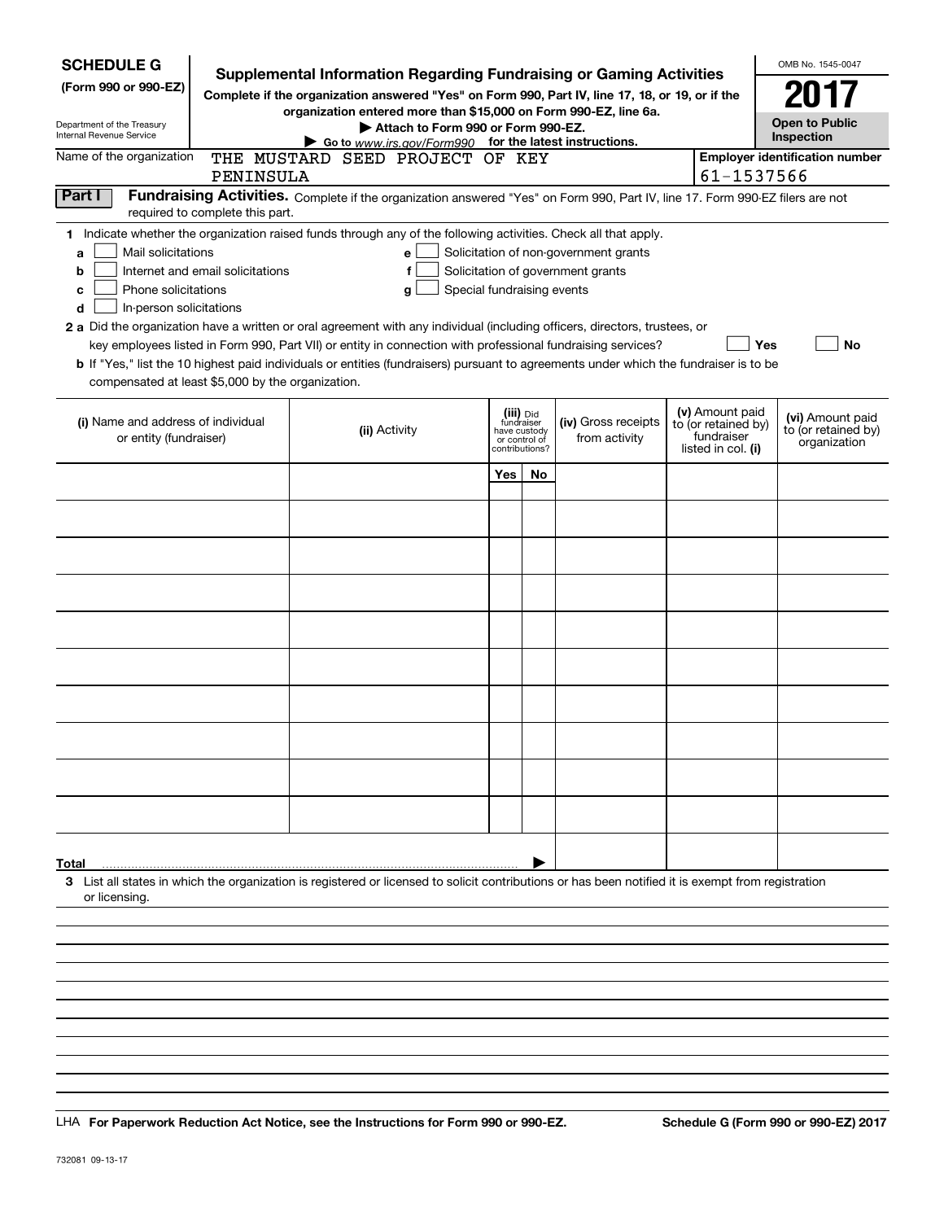**SCHEDULE G**
**(Form 990 or 990-EZ)**

Department of the Treasury
Internal Revenue Service

# Supplemental Information Regarding Fundraising or Gaming Activities

**Complete if the organization answered "Yes" on Form 990, Part IV, line 17, 18, or 19, or if the organization entered more than $15,000 on Form 990-EZ, line 6a.**

**▶ Attach to Form 990 or Form 990-EZ.**

**▶ Go to www.irs.gov/Form990 for the latest instructions.**

OMB No. 1545-0047

**2017**

**Open to Public Inspection**

Name of the organization: THE MUSTARD SEED PROJECT OF KEY PENINSULA

**Employer identification number:** 61-1537566

**Part I** **Fundraising Activities.** Complete if the organization answered "Yes" on Form 990, Part IV, line 17. Form 990-EZ filers are not required to complete this part.

**1** Indicate whether the organization raised funds through any of the following activities. Check all that apply.

- **a** ☐ Mail solicitations
- **b** ☐ Internet and email solicitations
- **c** ☐ Phone solicitations
- **d** ☐ In-person solicitations
- **e** ☐ Solicitation of non-government grants
- **f** ☐ Solicitation of government grants
- **g** ☐ Special fundraising events

**2 a** Did the organization have a written or oral agreement with any individual (including officers, directors, trustees, or key employees listed in Form 990, Part VII) or entity in connection with professional fundraising services? ☐ **Yes** ☐ **No**

**b** If "Yes," list the 10 highest paid individuals or entities (fundraisers) pursuant to agreements under which the fundraiser is to be compensated at least $5,000 by the organization.

| (i) Name and address of individual or entity (fundraiser) | (ii) Activity | (iii) Did fundraiser have custody or control of contributions? Yes | No | (iv) Gross receipts from activity | (v) Amount paid to (or retained by) fundraiser listed in col. (i) | (vi) Amount paid to (or retained by) organization |
|---|---|---|---|---|---|---|
| | | | | | | |
| | | | | | | |
| | | | | | | |
| | | | | | | |
| | | | | | | |
| | | | | | | |
| | | | | | | |
| | | | | | | |
| | | | | | | |
| | | | | | | |
| **Total** ▶ | | | | | | |

**3** List all states in which the organization is registered or licensed to solicit contributions or has been notified it is exempt from registration or licensing.

LHA **For Paperwork Reduction Act Notice, see the Instructions for Form 990 or 990-EZ.** **Schedule G (Form 990 or 990-EZ) 2017**

732081 09-13-17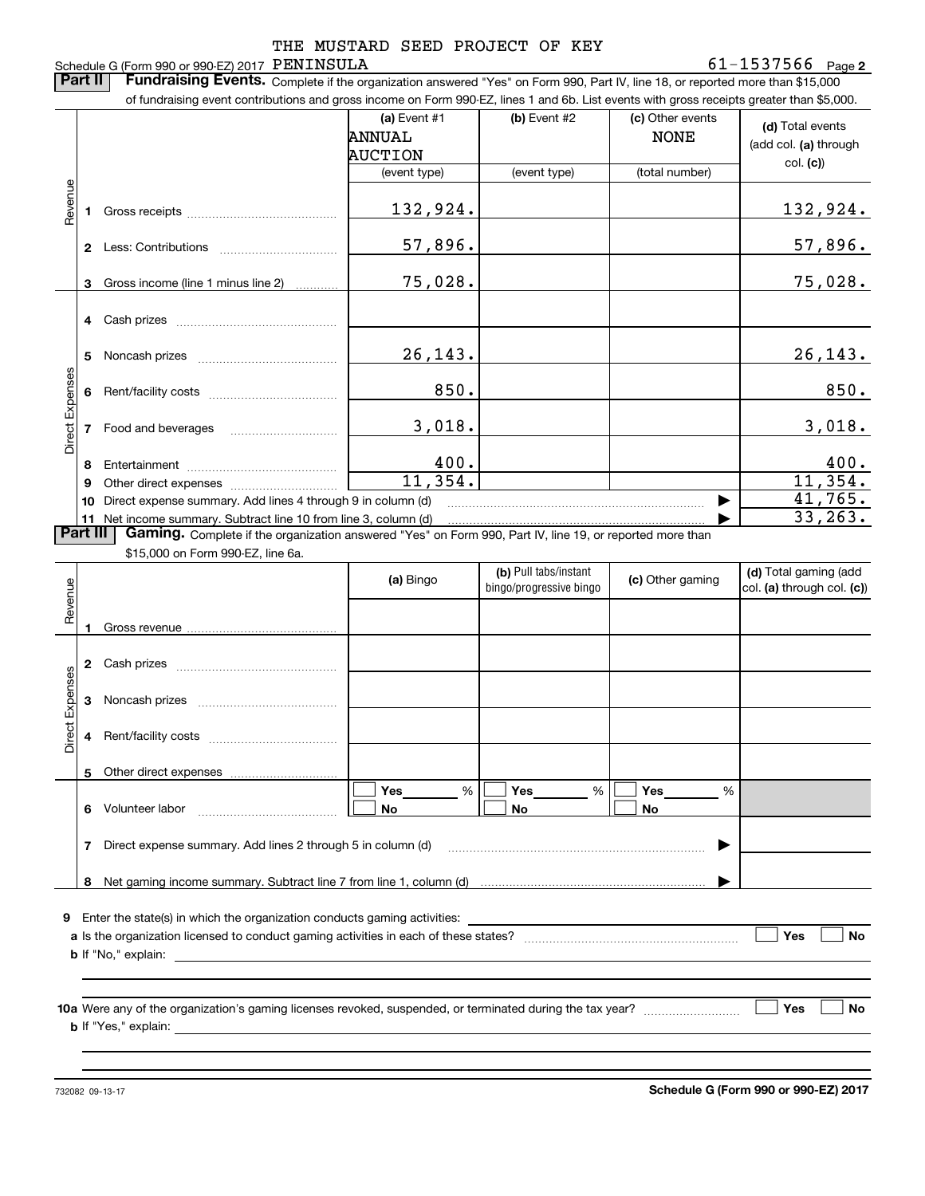THE MUSTARD SEED PROJECT OF KEY

Schedule G (Form 990 or 990-EZ) 2017 PENINSULA 61-1537566 Page 2

**Part II** **Fundraising Events.** Complete if the organization answered "Yes" on Form 990, Part IV, line 18, or reported more than $15,000 of fundraising event contributions and gross income on Form 990-EZ, lines 1 and 6b. List events with gross receipts greater than $5,000.

| | | (a) Event #1 ANNUAL AUCTION (event type) | (b) Event #2 (event type) | (c) Other events NONE (total number) | (d) Total events (add col. (a) through col. (c)) |
|---|---|---|---|---|---|
| Revenue | 1 Gross receipts | 132,924. | | | 132,924. |
| | 2 Less: Contributions | 57,896. | | | 57,896. |
| | 3 Gross income (line 1 minus line 2) | 75,028. | | | 75,028. |
| Direct Expenses | 4 Cash prizes | | | | |
| | 5 Noncash prizes | 26,143. | | | 26,143. |
| | 6 Rent/facility costs | 850. | | | 850. |
| | 7 Food and beverages | 3,018. | | | 3,018. |
| | 8 Entertainment | 400. | | | 400. |
| | 9 Other direct expenses | 11,354. | | | 11,354. |
| | 10 Direct expense summary. Add lines 4 through 9 in column (d) | | | ▶ | 41,765. |
| | 11 Net income summary. Subtract line 10 from line 3, column (d) | | | ▶ | 33,263. |

**Part III** **Gaming.** Complete if the organization answered "Yes" on Form 990, Part IV, line 19, or reported more than $15,000 on Form 990-EZ, line 6a.

| | | (a) Bingo | (b) Pull tabs/instant bingo/progressive bingo | (c) Other gaming | (d) Total gaming (add col. (a) through col. (c)) |
|---|---|---|---|---|---|
| Revenue | 1 Gross revenue | | | | |
| Direct Expenses | 2 Cash prizes | | | | |
| | 3 Noncash prizes | | | | |
| | 4 Rent/facility costs | | | | |
| | 5 Other direct expenses | | | | |
| | 6 Volunteer labor | ☐ Yes ___ % ☐ No | ☐ Yes ___ % ☐ No | ☐ Yes ___ % ☐ No | |
| | 7 Direct expense summary. Add lines 2 through 5 in column (d) | | | ▶ | |
| | 8 Net gaming income summary. Subtract line 7 from line 1, column (d) | | | ▶ | |

**9** Enter the state(s) in which the organization conducts gaming activities: ______

**a** Is the organization licensed to conduct gaming activities in each of these states? ☐ Yes ☐ No

**b** If "No," explain: ______

**10a** Were any of the organization's gaming licenses revoked, suspended, or terminated during the tax year? ☐ Yes ☐ No

**b** If "Yes," explain: ______

732082 09-13-17 **Schedule G (Form 990 or 990-EZ) 2017**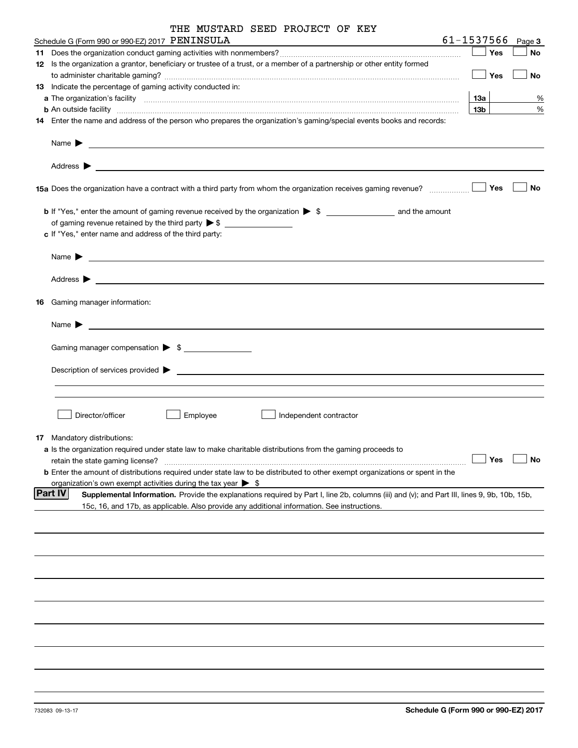THE MUSTARD SEED PROJECT OF KEY

Schedule G (Form 990 or 990-EZ) 2017 PENINSULA 61-1537566 Page **3**

**11** Does the organization conduct gaming activities with nonmembers? ☐ Yes ☐ No

**12** Is the organization a grantor, beneficiary or trustee of a trust, or a member of a partnership or other entity formed to administer charitable gaming? ☐ Yes ☐ No

**13** Indicate the percentage of gaming activity conducted in:

**a** The organization's facility **13a** %

**b** An outside facility **13b** %

**14** Enter the name and address of the person who prepares the organization's gaming/special events books and records:

Name ▶

Address ▶

**15a** Does the organization have a contract with a third party from whom the organization receives gaming revenue? ☐ Yes ☐ No

**b** If "Yes," enter the amount of gaming revenue received by the organization ▶ $ ____________ and the amount of gaming revenue retained by the third party ▶ $ ____________

**c** If "Yes," enter name and address of the third party:

Name ▶

Address ▶

**16** Gaming manager information:

Name ▶

Gaming manager compensation ▶ $ ____________

Description of services provided ▶

☐ Director/officer ☐ Employee ☐ Independent contractor

**17** Mandatory distributions:

**a** Is the organization required under state law to make charitable distributions from the gaming proceeds to retain the state gaming license? ☐ Yes ☐ No

**b** Enter the amount of distributions required under state law to be distributed to other exempt organizations or spent in the organization's own exempt activities during the tax year ▶ $

**Part IV** **Supplemental Information.** Provide the explanations required by Part I, line 2b, columns (iii) and (v); and Part III, lines 9, 9b, 10b, 15b, 15c, 16, and 17b, as applicable. Also provide any additional information. See instructions.

732083 09-13-17

**Schedule G (Form 990 or 990-EZ) 2017**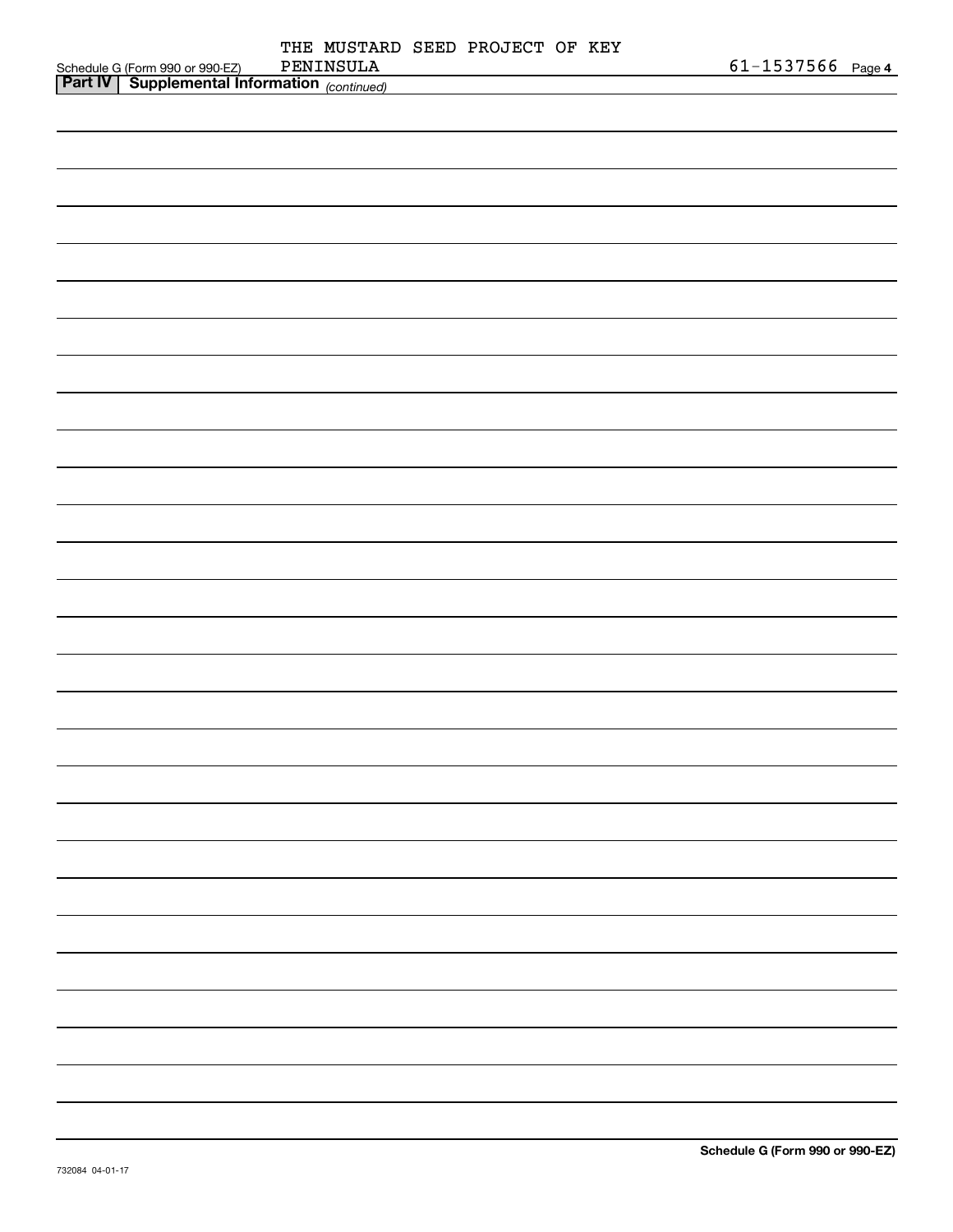Schedule G (Form 990 or 990-EZ) THE MUSTARD SEED PROJECT OF KEY PENINSULA 61-1537566 Page 4

**Part IV | Supplemental Information** *(continued)*

**Schedule G (Form 990 or 990-EZ)**

732084 04-01-17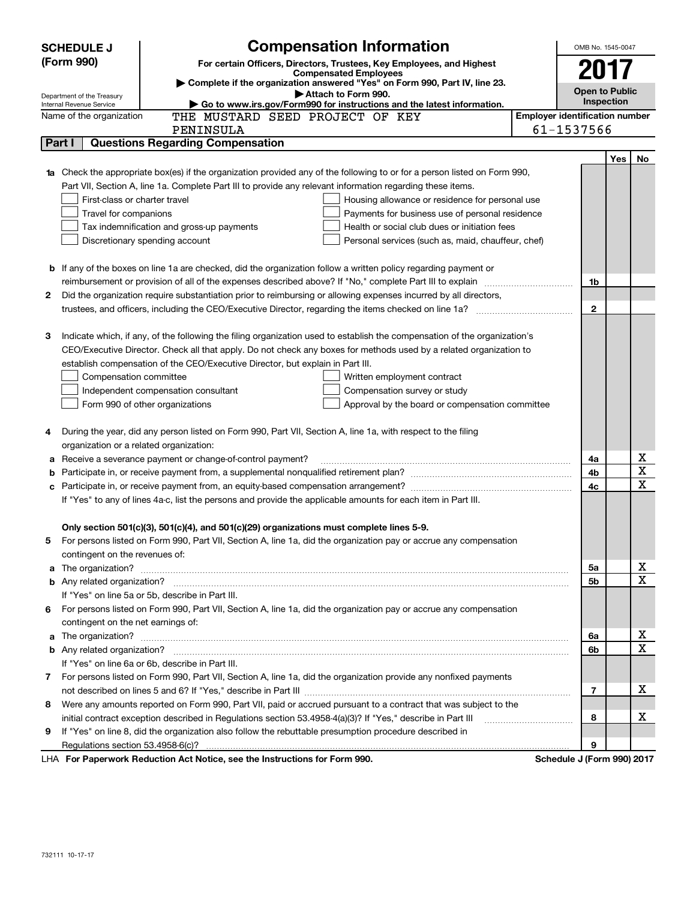# SCHEDULE J (Form 990)

## Compensation Information

**For certain Officers, Directors, Trustees, Key Employees, and Highest Compensated Employees**

▶ Complete if the organization answered "Yes" on Form 990, Part IV, line 23.

▶ Attach to Form 990.

▶ Go to www.irs.gov/Form990 for instructions and the latest information.

Department of the Treasury
Internal Revenue Service

OMB No. 1545-0047

**2017**

**Open to Public Inspection**

Name of the organization: THE MUSTARD SEED PROJECT OF KEY PENINSULA

Employer identification number: 61-1537566

### Part I — Questions Regarding Compensation

| | | | Yes | No |
|---|---|---|---|---|
| **1a** | Check the appropriate box(es) if the organization provided any of the following to or for a person listed on Form 990, Part VII, Section A, line 1a. Complete Part III to provide any relevant information regarding these items.<br>☐ First-class or charter travel ☐ Housing allowance or residence for personal use<br>☐ Travel for companions ☐ Payments for business use of personal residence<br>☐ Tax indemnification and gross-up payments ☐ Health or social club dues or initiation fees<br>☐ Discretionary spending account ☐ Personal services (such as, maid, chauffeur, chef) | | | |
| **b** | If any of the boxes on line 1a are checked, did the organization follow a written policy regarding payment or reimbursement or provision of all of the expenses described above? If "No," complete Part III to explain | 1b | | |
| **2** | Did the organization require substantiation prior to reimbursing or allowing expenses incurred by all directors, trustees, and officers, including the CEO/Executive Director, regarding the items checked on line 1a? | 2 | | |
| **3** | Indicate which, if any, of the following the filing organization used to establish the compensation of the organization's CEO/Executive Director. Check all that apply. Do not check any boxes for methods used by a related organization to establish compensation of the CEO/Executive Director, but explain in Part III.<br>☐ Compensation committee ☐ Written employment contract<br>☐ Independent compensation consultant ☐ Compensation survey or study<br>☐ Form 990 of other organizations ☐ Approval by the board or compensation committee | | | |
| **4** | During the year, did any person listed on Form 990, Part VII, Section A, line 1a, with respect to the filing organization or a related organization: | | | |
| **a** | Receive a severance payment or change-of-control payment? | 4a | | X |
| **b** | Participate in, or receive payment from, a supplemental nonqualified retirement plan? | 4b | | X |
| **c** | Participate in, or receive payment from, an equity-based compensation arrangement? | 4c | | X |
| | If "Yes" to any of lines 4a-c, list the persons and provide the applicable amounts for each item in Part III. | | | |
| | **Only section 501(c)(3), 501(c)(4), and 501(c)(29) organizations must complete lines 5-9.** | | | |
| **5** | For persons listed on Form 990, Part VII, Section A, line 1a, did the organization pay or accrue any compensation contingent on the revenues of: | | | |
| **a** | The organization? | 5a | | X |
| **b** | Any related organization? | 5b | | X |
| | If "Yes" on line 5a or 5b, describe in Part III. | | | |
| **6** | For persons listed on Form 990, Part VII, Section A, line 1a, did the organization pay or accrue any compensation contingent on the net earnings of: | | | |
| **a** | The organization? | 6a | | X |
| **b** | Any related organization? | 6b | | X |
| | If "Yes" on line 6a or 6b, describe in Part III. | | | |
| **7** | For persons listed on Form 990, Part VII, Section A, line 1a, did the organization provide any nonfixed payments not described on lines 5 and 6? If "Yes," describe in Part III | 7 | | X |
| **8** | Were any amounts reported on Form 990, Part VII, paid or accrued pursuant to a contract that was subject to the initial contract exception described in Regulations section 53.4958-4(a)(3)? If "Yes," describe in Part III | 8 | | X |
| **9** | If "Yes" on line 8, did the organization also follow the rebuttable presumption procedure described in Regulations section 53.4958-6(c)? | 9 | | |

LHA **For Paperwork Reduction Act Notice, see the Instructions for Form 990.** **Schedule J (Form 990) 2017**

732111 10-17-17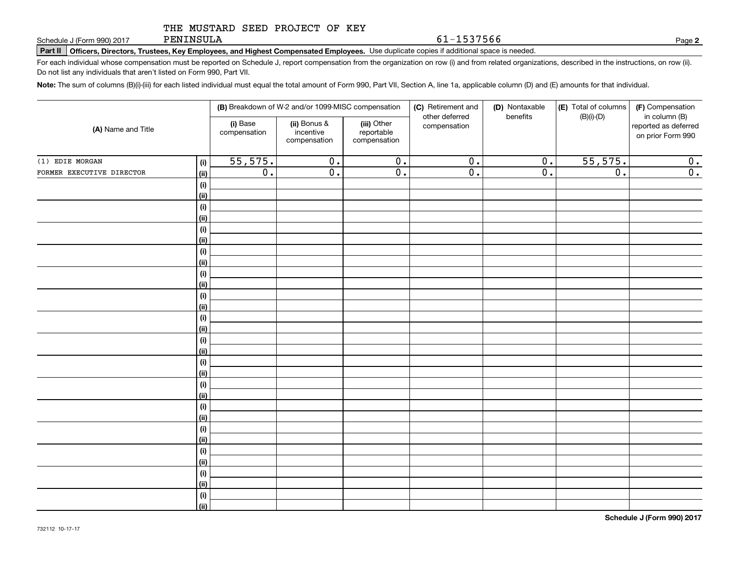THE MUSTARD SEED PROJECT OF KEY PENINSULA

Schedule J (Form 990) 2017 — 61-1537566

**Part II** **Officers, Directors, Trustees, Key Employees, and Highest Compensated Employees.** Use duplicate copies if additional space is needed.

For each individual whose compensation must be reported on Schedule J, report compensation from the organization on row (i) and from related organizations, described in the instructions, on row (ii). Do not list any individuals that aren't listed on Form 990, Part VII.

**Note:** The sum of columns (B)(i)-(iii) for each listed individual must equal the total amount of Form 990, Part VII, Section A, line 1a, applicable column (D) and (E) amounts for that individual.

| (A) Name and Title | | (B) Breakdown of W-2 and/or 1099-MISC compensation | | | (C) Retirement and other deferred compensation | (D) Nontaxable benefits | (E) Total of columns (B)(i)-(D) | (F) Compensation in column (B) reported as deferred on prior Form 990 |
|---|---|---|---|---|---|---|---|---|
| | | (i) Base compensation | (ii) Bonus & incentive compensation | (iii) Other reportable compensation | | | | |
| (1) EDIE MORGAN | (i) | 55,575. | 0. | 0. | 0. | 0. | 55,575. | 0. |
| FORMER EXECUTIVE DIRECTOR | (ii) | 0. | 0. | 0. | 0. | 0. | 0. | 0. |
| | (i) | | | | | | | |
| | (ii) | | | | | | | |
| | (i) | | | | | | | |
| | (ii) | | | | | | | |
| | (i) | | | | | | | |
| | (ii) | | | | | | | |
| | (i) | | | | | | | |
| | (ii) | | | | | | | |
| | (i) | | | | | | | |
| | (ii) | | | | | | | |
| | (i) | | | | | | | |
| | (ii) | | | | | | | |
| | (i) | | | | | | | |
| | (ii) | | | | | | | |
| | (i) | | | | | | | |
| | (ii) | | | | | | | |
| | (i) | | | | | | | |
| | (ii) | | | | | | | |
| | (i) | | | | | | | |
| | (ii) | | | | | | | |
| | (i) | | | | | | | |
| | (ii) | | | | | | | |
| | (i) | | | | | | | |
| | (ii) | | | | | | | |
| | (i) | | | | | | | |
| | (ii) | | | | | | | |
| | (i) | | | | | | | |
| | (ii) | | | | | | | |
| | (i) | | | | | | | |
| | (ii) | | | | | | | |

732112 10-17-17

**Schedule J (Form 990) 2017**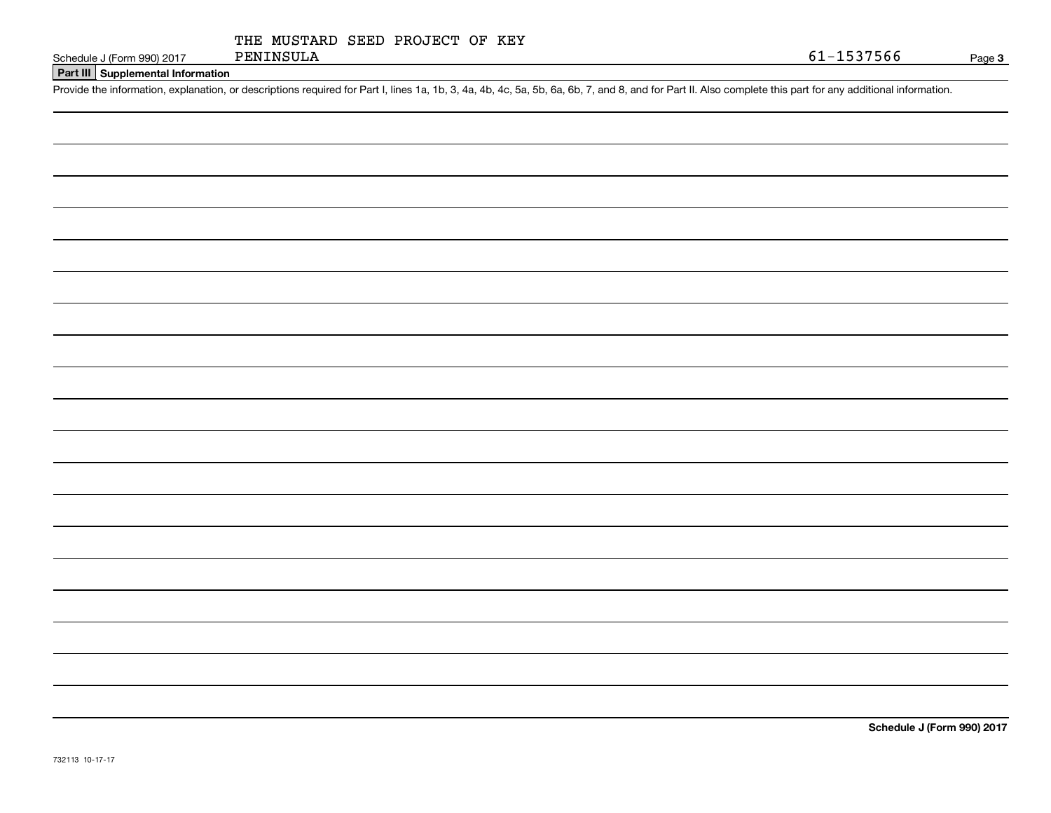THE MUSTARD SEED PROJECT OF KEY PENINSULA

61-1537566

Schedule J (Form 990) 2017

## Part III Supplemental Information

Provide the information, explanation, or descriptions required for Part I, lines 1a, 1b, 3, 4a, 4b, 4c, 5a, 5b, 6a, 6b, 7, and 8, and for Part II. Also complete this part for any additional information.

Schedule J (Form 990) 2017

732113 10-17-17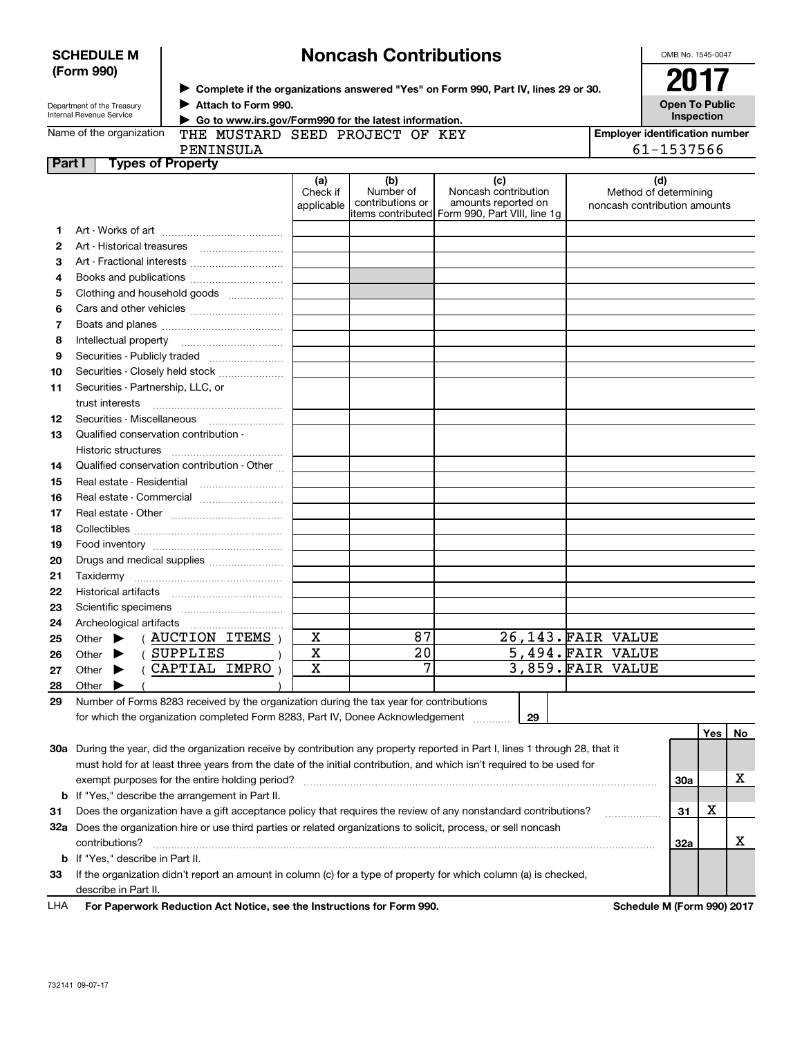**SCHEDULE M (Form 990)**

Department of the Treasury
Internal Revenue Service

# Noncash Contributions

▶ **Complete if the organizations answered "Yes" on Form 990, Part IV, lines 29 or 30.**
▶ **Attach to Form 990.**
▶ **Go to www.irs.gov/Form990 for the latest information.**

OMB No. 1545-0047

**2017**

**Open To Public Inspection**

Name of the organization: THE MUSTARD SEED PROJECT OF KEY PENINSULA

**Employer identification number:** 61-1537566

## Part I Types of Property

| | | (a) Check if applicable | (b) Number of contributions or items contributed | (c) Noncash contribution amounts reported on Form 990, Part VIII, line 1g | (d) Method of determining noncash contribution amounts |
|---|---|---|---|---|---|
| 1 | Art - Works of art | | | | |
| 2 | Art - Historical treasures | | | | |
| 3 | Art - Fractional interests | | | | |
| 4 | Books and publications | | | | |
| 5 | Clothing and household goods | | | | |
| 6 | Cars and other vehicles | | | | |
| 7 | Boats and planes | | | | |
| 8 | Intellectual property | | | | |
| 9 | Securities - Publicly traded | | | | |
| 10 | Securities - Closely held stock | | | | |
| 11 | Securities - Partnership, LLC, or trust interests | | | | |
| 12 | Securities - Miscellaneous | | | | |
| 13 | Qualified conservation contribution - Historic structures | | | | |
| 14 | Qualified conservation contribution - Other | | | | |
| 15 | Real estate - Residential | | | | |
| 16 | Real estate - Commercial | | | | |
| 17 | Real estate - Other | | | | |
| 18 | Collectibles | | | | |
| 19 | Food inventory | | | | |
| 20 | Drugs and medical supplies | | | | |
| 21 | Taxidermy | | | | |
| 22 | Historical artifacts | | | | |
| 23 | Scientific specimens | | | | |
| 24 | Archeological artifacts | | | | |
| 25 | Other ▶ ( AUCTION ITEMS ) | X | 87 | 26,143. | FAIR VALUE |
| 26 | Other ▶ ( SUPPLIES ) | X | 20 | 5,494. | FAIR VALUE |
| 27 | Other ▶ ( CAPTIAL IMPRO ) | X | 7 | 3,859. | FAIR VALUE |
| 28 | Other ▶ ( ) | | | | |

29 Number of Forms 8283 received by the organization during the tax year for contributions for which the organization completed Form 8283, Part IV, Donee Acknowledgement ..... **29**

| | | | Yes | No |
|---|---|---|---|---|
| 30a | During the year, did the organization receive by contribution any property reported in Part I, lines 1 through 28, that it must hold for at least three years from the date of the initial contribution, and which isn't required to be used for exempt purposes for the entire holding period? | 30a | | X |
| b | If "Yes," describe the arrangement in Part II. | | | |
| 31 | Does the organization have a gift acceptance policy that requires the review of any nonstandard contributions? | 31 | X | |
| 32a | Does the organization hire or use third parties or related organizations to solicit, process, or sell noncash contributions? | 32a | | X |
| b | If "Yes," describe in Part II. | | | |
| 33 | If the organization didn't report an amount in column (c) for a type of property for which column (a) is checked, describe in Part II. | | | |

LHA **For Paperwork Reduction Act Notice, see the Instructions for Form 990.** **Schedule M (Form 990) 2017**

732141 09-07-17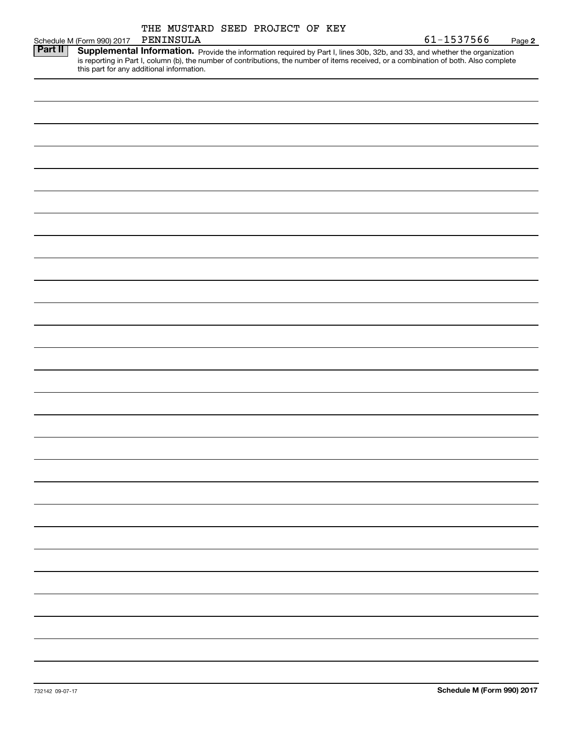Schedule M (Form 990) 2017 THE MUSTARD SEED PROJECT OF KEY PENINSULA 61-1537566 Page 2

**Part II** **Supplemental Information.** Provide the information required by Part I, lines 30b, 32b, and 33, and whether the organization is reporting in Part I, column (b), the number of contributions, the number of items received, or a combination of both. Also complete this part for any additional information.

732142 09-07-17

**Schedule M (Form 990) 2017**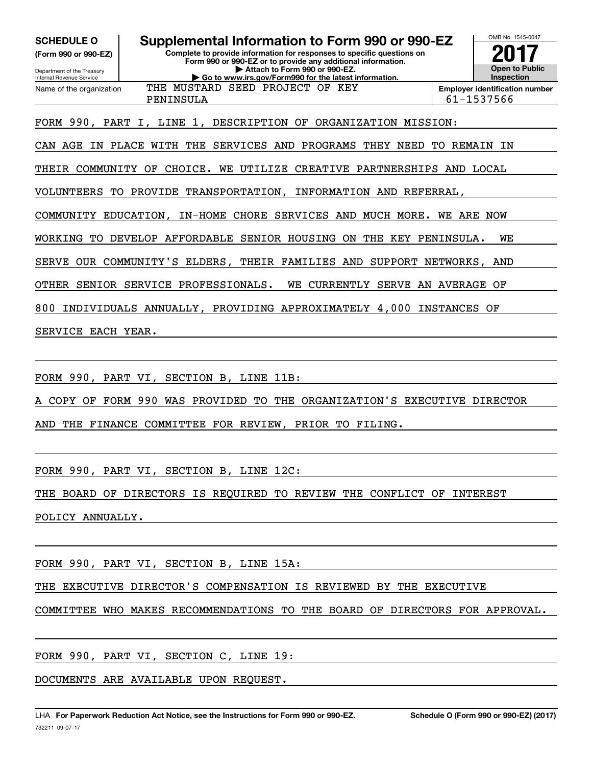**SCHEDULE O**
**(Form 990 or 990-EZ)**

Department of the Treasury
Internal Revenue Service

# Supplemental Information to Form 990 or 990-EZ

**Complete to provide information for responses to specific questions on Form 990 or 990-EZ or to provide any additional information.**
**▶ Attach to Form 990 or 990-EZ.**
**▶ Go to www.irs.gov/Form990 for the latest information.**

OMB No. 1545-0047

**2017**

**Open to Public Inspection**

| Name of the organization | Employer identification number |
|---|---|
| THE MUSTARD SEED PROJECT OF KEY PENINSULA | 61-1537566 |

FORM 990, PART I, LINE 1, DESCRIPTION OF ORGANIZATION MISSION:

CAN AGE IN PLACE WITH THE SERVICES AND PROGRAMS THEY NEED TO REMAIN IN THEIR COMMUNITY OF CHOICE. WE UTILIZE CREATIVE PARTNERSHIPS AND LOCAL VOLUNTEERS TO PROVIDE TRANSPORTATION, INFORMATION AND REFERRAL, COMMUNITY EDUCATION, IN-HOME CHORE SERVICES AND MUCH MORE. WE ARE NOW WORKING TO DEVELOP AFFORDABLE SENIOR HOUSING ON THE KEY PENINSULA. WE SERVE OUR COMMUNITY'S ELDERS, THEIR FAMILIES AND SUPPORT NETWORKS, AND OTHER SENIOR SERVICE PROFESSIONALS. WE CURRENTLY SERVE AN AVERAGE OF 800 INDIVIDUALS ANNUALLY, PROVIDING APPROXIMATELY 4,000 INSTANCES OF SERVICE EACH YEAR.

FORM 990, PART VI, SECTION B, LINE 11B:

A COPY OF FORM 990 WAS PROVIDED TO THE ORGANIZATION'S EXECUTIVE DIRECTOR AND THE FINANCE COMMITTEE FOR REVIEW, PRIOR TO FILING.

FORM 990, PART VI, SECTION B, LINE 12C:

THE BOARD OF DIRECTORS IS REQUIRED TO REVIEW THE CONFLICT OF INTEREST POLICY ANNUALLY.

FORM 990, PART VI, SECTION B, LINE 15A:

THE EXECUTIVE DIRECTOR'S COMPENSATION IS REVIEWED BY THE EXECUTIVE COMMITTEE WHO MAKES RECOMMENDATIONS TO THE BOARD OF DIRECTORS FOR APPROVAL.

FORM 990, PART VI, SECTION C, LINE 19:

DOCUMENTS ARE AVAILABLE UPON REQUEST.

LHA **For Paperwork Reduction Act Notice, see the Instructions for Form 990 or 990-EZ.** **Schedule O (Form 990 or 990-EZ) (2017)**

732211 09-07-17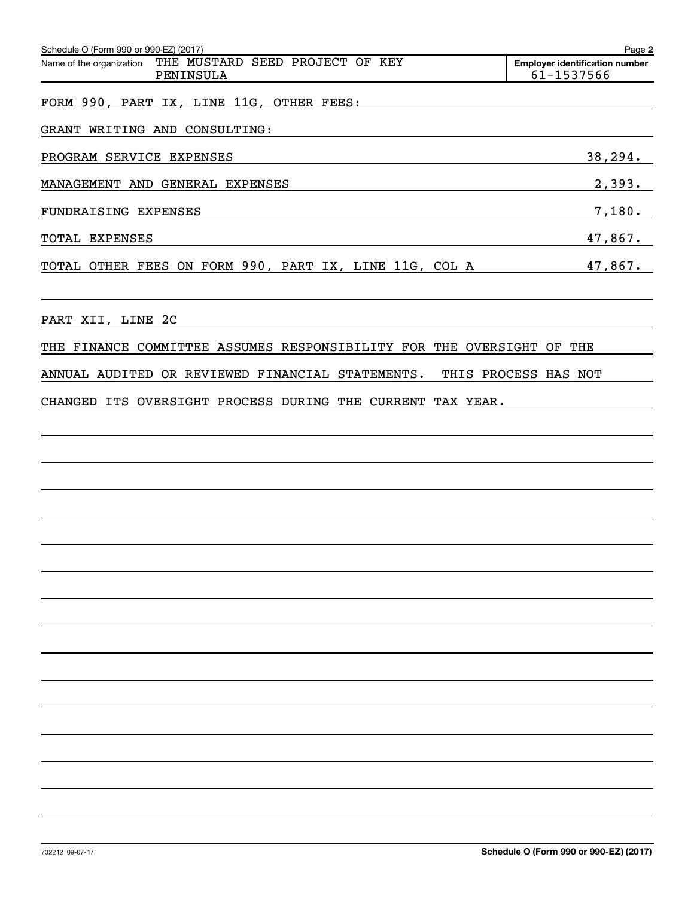Schedule O (Form 990 or 990-EZ) (2017)

Name of the organization: THE MUSTARD SEED PROJECT OF KEY PENINSULA

Employer identification number: 61-1537566

FORM 990, PART IX, LINE 11G, OTHER FEES:

GRANT WRITING AND CONSULTING:

| | |
|---|---|
| PROGRAM SERVICE EXPENSES | 38,294. |
| MANAGEMENT AND GENERAL EXPENSES | 2,393. |
| FUNDRAISING EXPENSES | 7,180. |
| TOTAL EXPENSES | 47,867. |
| TOTAL OTHER FEES ON FORM 990, PART IX, LINE 11G, COL A | 47,867. |

PART XII, LINE 2C

THE FINANCE COMMITTEE ASSUMES RESPONSIBILITY FOR THE OVERSIGHT OF THE ANNUAL AUDITED OR REVIEWED FINANCIAL STATEMENTS. THIS PROCESS HAS NOT CHANGED ITS OVERSIGHT PROCESS DURING THE CURRENT TAX YEAR.

732212 09-07-17

Schedule O (Form 990 or 990-EZ) (2017)